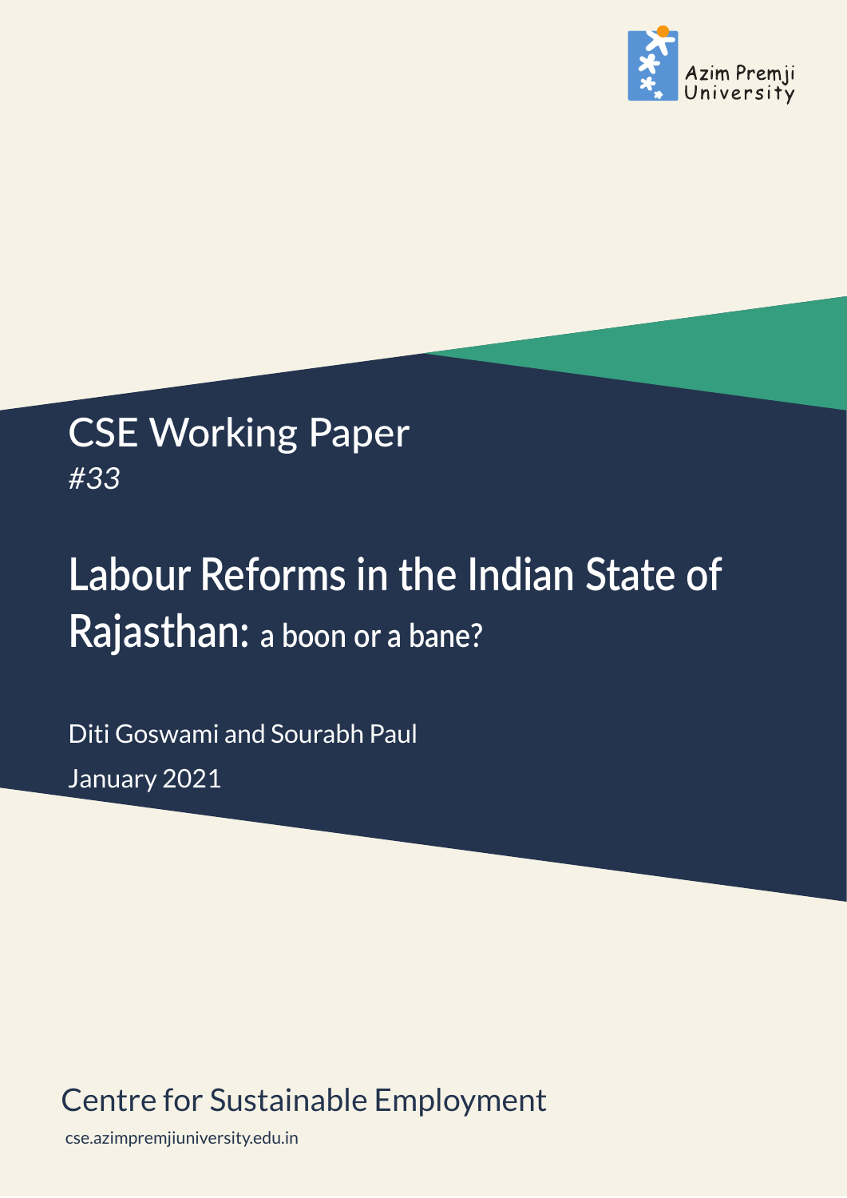Azim Premji University

CSE Working Paper
*#33*

# Labour Reforms in the Indian State of Rajasthan: a boon or a bane?

Diti Goswami and Sourabh Paul

January 2021

Centre for Sustainable Employment

cse.azimpremjiuniversity.edu.in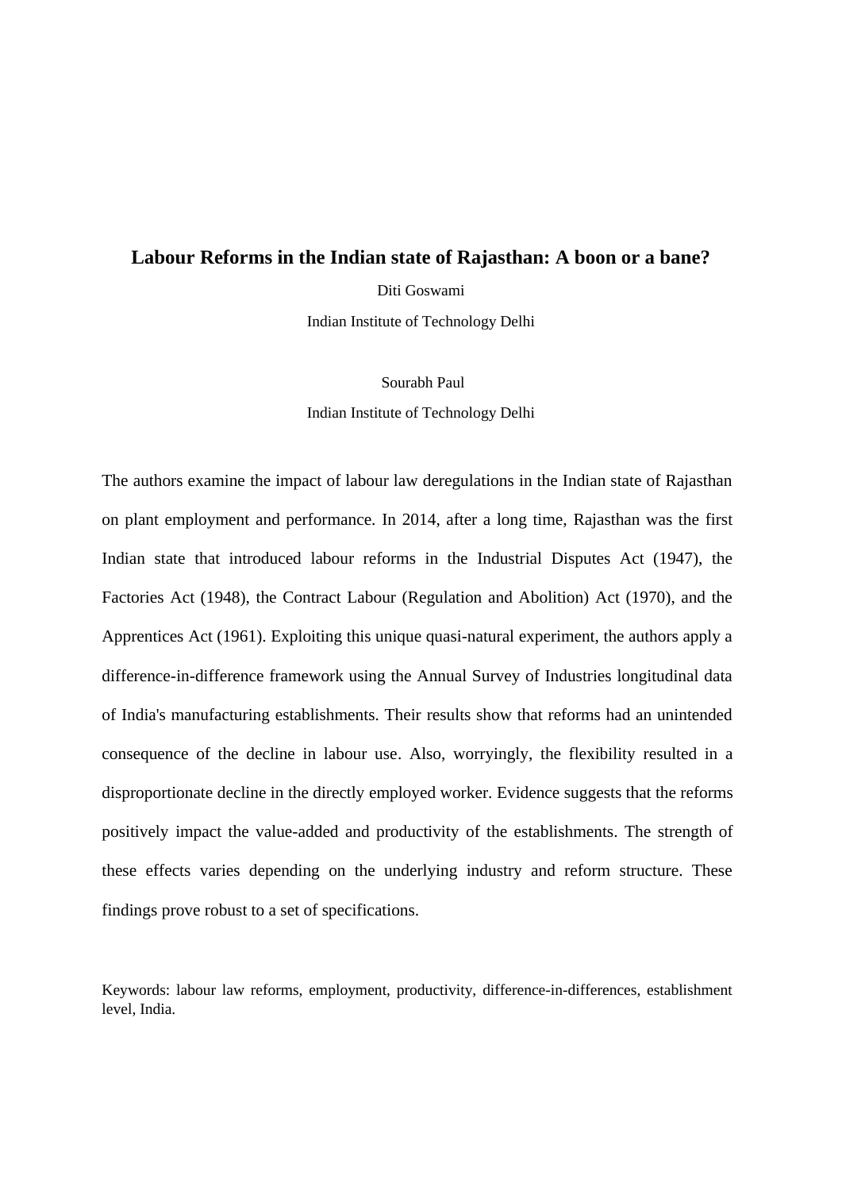# Labour Reforms in the Indian state of Rajasthan: A boon or a bane?

Diti Goswami

Indian Institute of Technology Delhi

Sourabh Paul

Indian Institute of Technology Delhi

The authors examine the impact of labour law deregulations in the Indian state of Rajasthan on plant employment and performance. In 2014, after a long time, Rajasthan was the first Indian state that introduced labour reforms in the Industrial Disputes Act (1947), the Factories Act (1948), the Contract Labour (Regulation and Abolition) Act (1970), and the Apprentices Act (1961). Exploiting this unique quasi-natural experiment, the authors apply a difference-in-difference framework using the Annual Survey of Industries longitudinal data of India's manufacturing establishments. Their results show that reforms had an unintended consequence of the decline in labour use. Also, worryingly, the flexibility resulted in a disproportionate decline in the directly employed worker. Evidence suggests that the reforms positively impact the value-added and productivity of the establishments. The strength of these effects varies depending on the underlying industry and reform structure. These findings prove robust to a set of specifications.

Keywords: labour law reforms, employment, productivity, difference-in-differences, establishment level, India.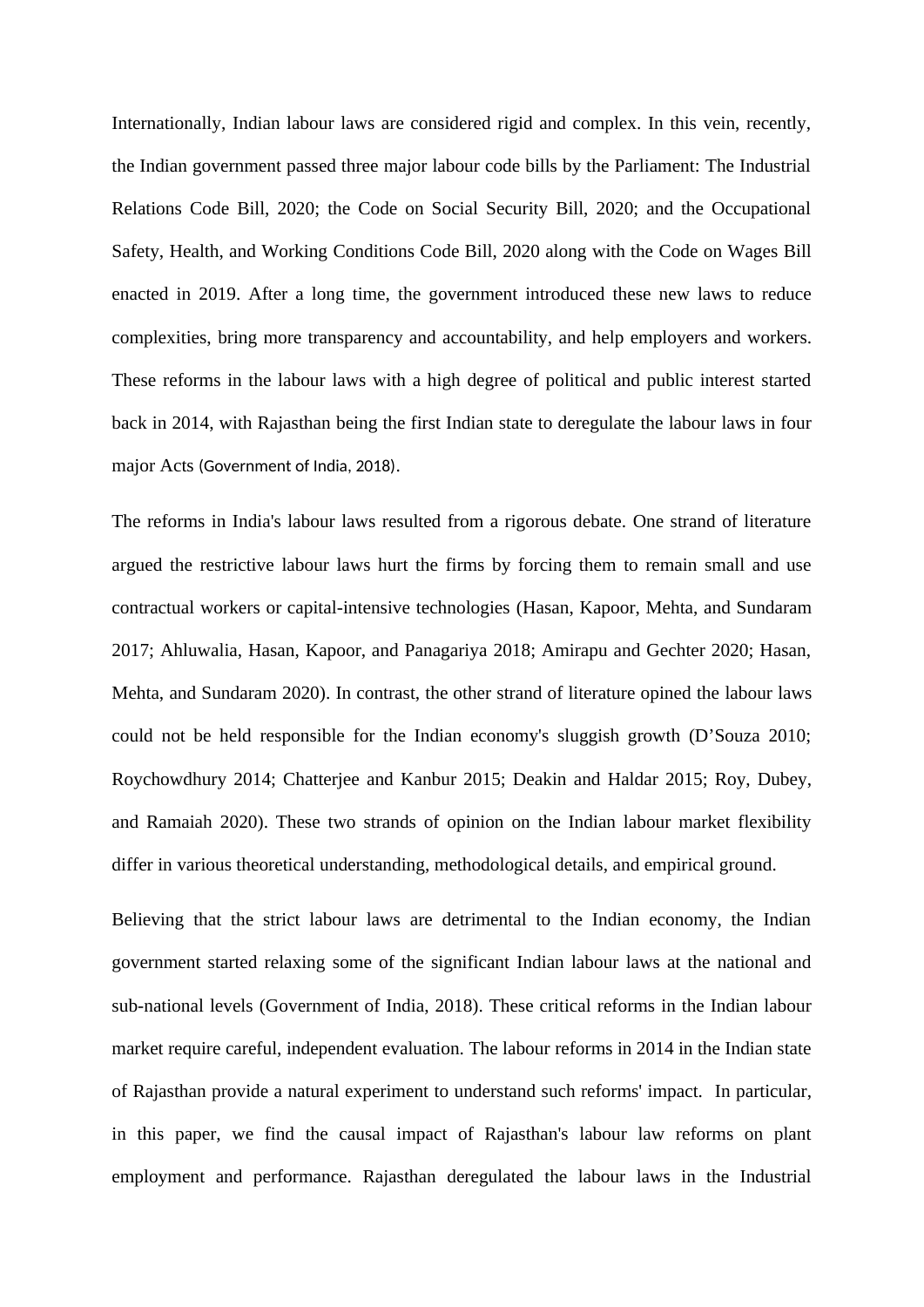Internationally, Indian labour laws are considered rigid and complex. In this vein, recently, the Indian government passed three major labour code bills by the Parliament: The Industrial Relations Code Bill, 2020; the Code on Social Security Bill, 2020; and the Occupational Safety, Health, and Working Conditions Code Bill, 2020 along with the Code on Wages Bill enacted in 2019. After a long time, the government introduced these new laws to reduce complexities, bring more transparency and accountability, and help employers and workers. These reforms in the labour laws with a high degree of political and public interest started back in 2014, with Rajasthan being the first Indian state to deregulate the labour laws in four major Acts (Government of India, 2018).

The reforms in India's labour laws resulted from a rigorous debate. One strand of literature argued the restrictive labour laws hurt the firms by forcing them to remain small and use contractual workers or capital-intensive technologies (Hasan, Kapoor, Mehta, and Sundaram 2017; Ahluwalia, Hasan, Kapoor, and Panagariya 2018; Amirapu and Gechter 2020; Hasan, Mehta, and Sundaram 2020). In contrast, the other strand of literature opined the labour laws could not be held responsible for the Indian economy's sluggish growth (D'Souza 2010; Roychowdhury 2014; Chatterjee and Kanbur 2015; Deakin and Haldar 2015; Roy, Dubey, and Ramaiah 2020). These two strands of opinion on the Indian labour market flexibility differ in various theoretical understanding, methodological details, and empirical ground.

Believing that the strict labour laws are detrimental to the Indian economy, the Indian government started relaxing some of the significant Indian labour laws at the national and sub-national levels (Government of India, 2018). These critical reforms in the Indian labour market require careful, independent evaluation. The labour reforms in 2014 in the Indian state of Rajasthan provide a natural experiment to understand such reforms' impact. In particular, in this paper, we find the causal impact of Rajasthan's labour law reforms on plant employment and performance. Rajasthan deregulated the labour laws in the Industrial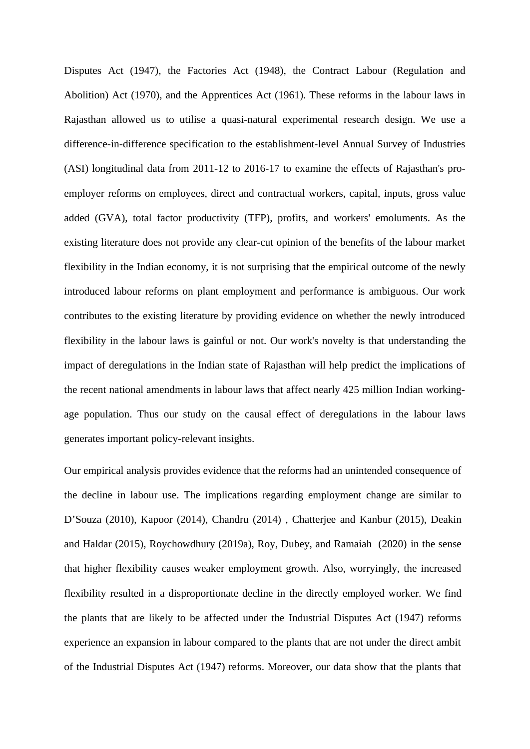Disputes Act (1947), the Factories Act (1948), the Contract Labour (Regulation and Abolition) Act (1970), and the Apprentices Act (1961). These reforms in the labour laws in Rajasthan allowed us to utilise a quasi-natural experimental research design. We use a difference-in-difference specification to the establishment-level Annual Survey of Industries (ASI) longitudinal data from 2011-12 to 2016-17 to examine the effects of Rajasthan's pro-employer reforms on employees, direct and contractual workers, capital, inputs, gross value added (GVA), total factor productivity (TFP), profits, and workers' emoluments. As the existing literature does not provide any clear-cut opinion of the benefits of the labour market flexibility in the Indian economy, it is not surprising that the empirical outcome of the newly introduced labour reforms on plant employment and performance is ambiguous. Our work contributes to the existing literature by providing evidence on whether the newly introduced flexibility in the labour laws is gainful or not. Our work's novelty is that understanding the impact of deregulations in the Indian state of Rajasthan will help predict the implications of the recent national amendments in labour laws that affect nearly 425 million Indian working-age population. Thus our study on the causal effect of deregulations in the labour laws generates important policy-relevant insights.

Our empirical analysis provides evidence that the reforms had an unintended consequence of the decline in labour use. The implications regarding employment change are similar to D'Souza (2010), Kapoor (2014), Chandru (2014) , Chatterjee and Kanbur (2015), Deakin and Haldar (2015), Roychowdhury (2019a), Roy, Dubey, and Ramaiah (2020) in the sense that higher flexibility causes weaker employment growth. Also, worryingly, the increased flexibility resulted in a disproportionate decline in the directly employed worker. We find the plants that are likely to be affected under the Industrial Disputes Act (1947) reforms experience an expansion in labour compared to the plants that are not under the direct ambit of the Industrial Disputes Act (1947) reforms. Moreover, our data show that the plants that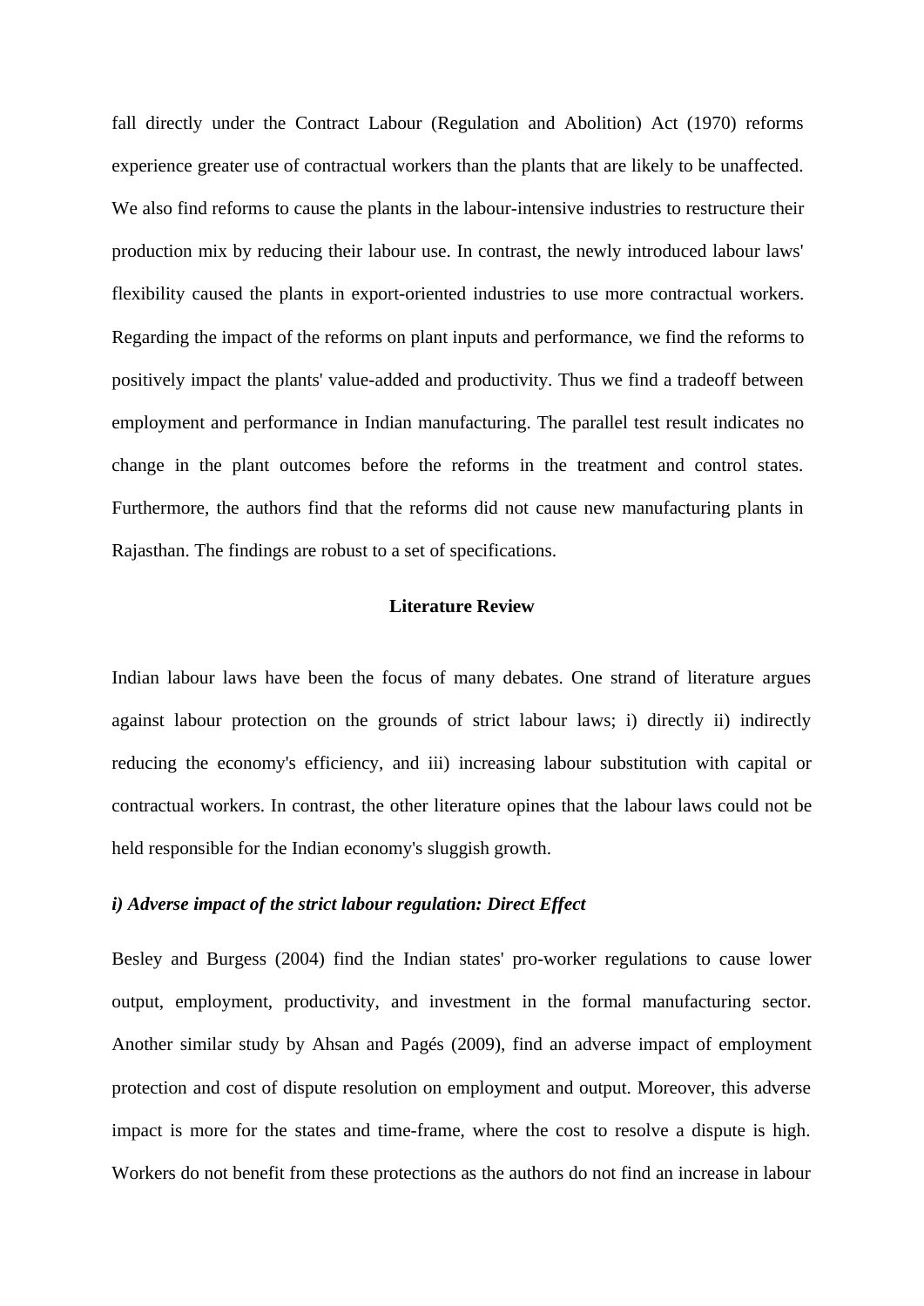fall directly under the Contract Labour (Regulation and Abolition) Act (1970) reforms experience greater use of contractual workers than the plants that are likely to be unaffected. We also find reforms to cause the plants in the labour-intensive industries to restructure their production mix by reducing their labour use. In contrast, the newly introduced labour laws' flexibility caused the plants in export-oriented industries to use more contractual workers. Regarding the impact of the reforms on plant inputs and performance, we find the reforms to positively impact the plants' value-added and productivity. Thus we find a tradeoff between employment and performance in Indian manufacturing. The parallel test result indicates no change in the plant outcomes before the reforms in the treatment and control states. Furthermore, the authors find that the reforms did not cause new manufacturing plants in Rajasthan. The findings are robust to a set of specifications.

## Literature Review

Indian labour laws have been the focus of many debates. One strand of literature argues against labour protection on the grounds of strict labour laws; i) directly ii) indirectly reducing the economy's efficiency, and iii) increasing labour substitution with capital or contractual workers. In contrast, the other literature opines that the labour laws could not be held responsible for the Indian economy's sluggish growth.

### *i) Adverse impact of the strict labour regulation: Direct Effect*

Besley and Burgess (2004) find the Indian states' pro-worker regulations to cause lower output, employment, productivity, and investment in the formal manufacturing sector. Another similar study by Ahsan and Pagés (2009), find an adverse impact of employment protection and cost of dispute resolution on employment and output. Moreover, this adverse impact is more for the states and time-frame, where the cost to resolve a dispute is high. Workers do not benefit from these protections as the authors do not find an increase in labour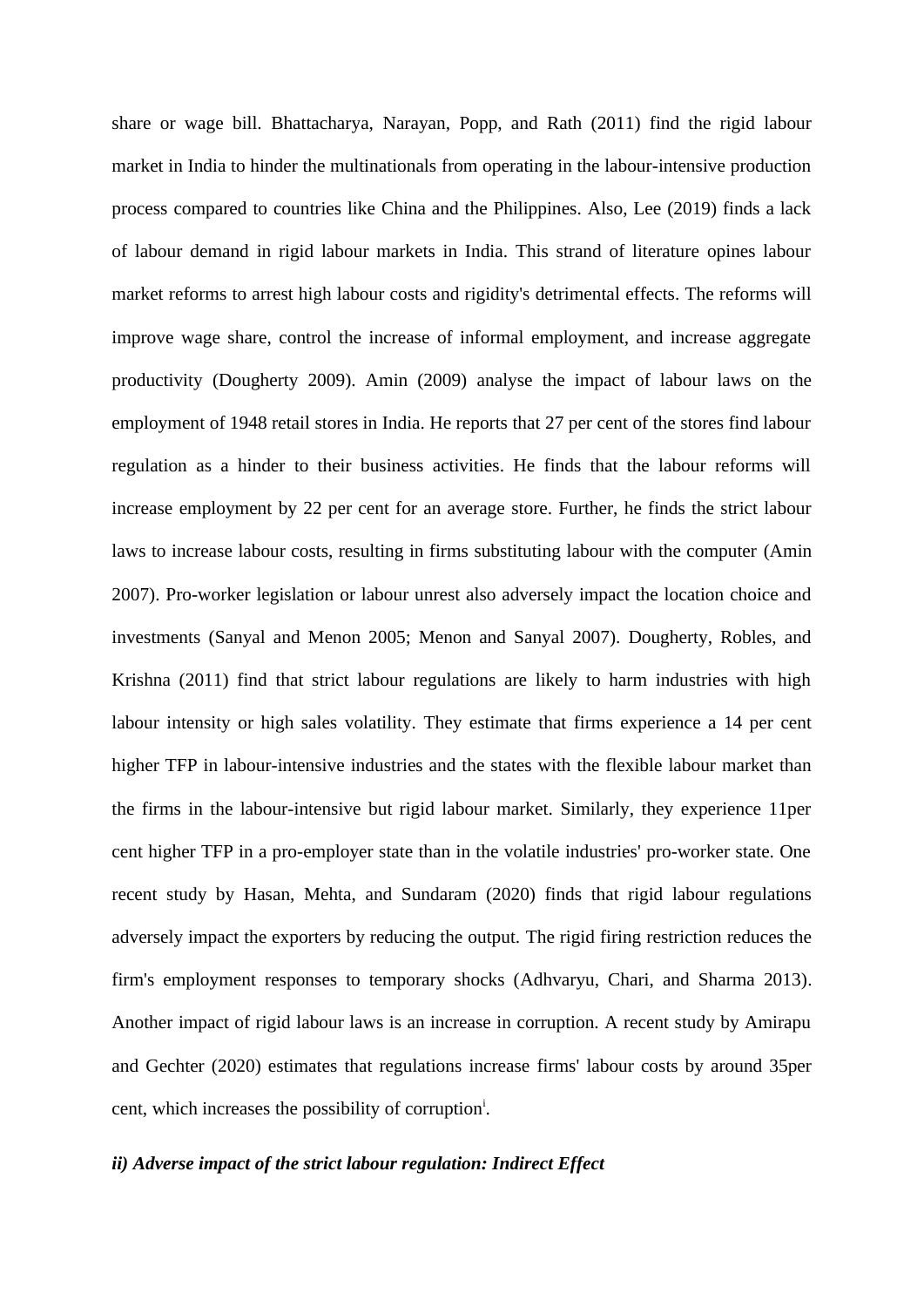share or wage bill. Bhattacharya, Narayan, Popp, and Rath (2011) find the rigid labour market in India to hinder the multinationals from operating in the labour-intensive production process compared to countries like China and the Philippines. Also, Lee (2019) finds a lack of labour demand in rigid labour markets in India. This strand of literature opines labour market reforms to arrest high labour costs and rigidity's detrimental effects. The reforms will improve wage share, control the increase of informal employment, and increase aggregate productivity (Dougherty 2009). Amin (2009) analyse the impact of labour laws on the employment of 1948 retail stores in India. He reports that 27 per cent of the stores find labour regulation as a hinder to their business activities. He finds that the labour reforms will increase employment by 22 per cent for an average store. Further, he finds the strict labour laws to increase labour costs, resulting in firms substituting labour with the computer (Amin 2007). Pro-worker legislation or labour unrest also adversely impact the location choice and investments (Sanyal and Menon 2005; Menon and Sanyal 2007). Dougherty, Robles, and Krishna (2011) find that strict labour regulations are likely to harm industries with high labour intensity or high sales volatility. They estimate that firms experience a 14 per cent higher TFP in labour-intensive industries and the states with the flexible labour market than the firms in the labour-intensive but rigid labour market. Similarly, they experience 11per cent higher TFP in a pro-employer state than in the volatile industries' pro-worker state. One recent study by Hasan, Mehta, and Sundaram (2020) finds that rigid labour regulations adversely impact the exporters by reducing the output. The rigid firing restriction reduces the firm's employment responses to temporary shocks (Adhvaryu, Chari, and Sharma 2013). Another impact of rigid labour laws is an increase in corruption. A recent study by Amirapu and Gechter (2020) estimates that regulations increase firms' labour costs by around 35per cent, which increases the possibility of corruption[i].

***ii) Adverse impact of the strict labour regulation: Indirect Effect***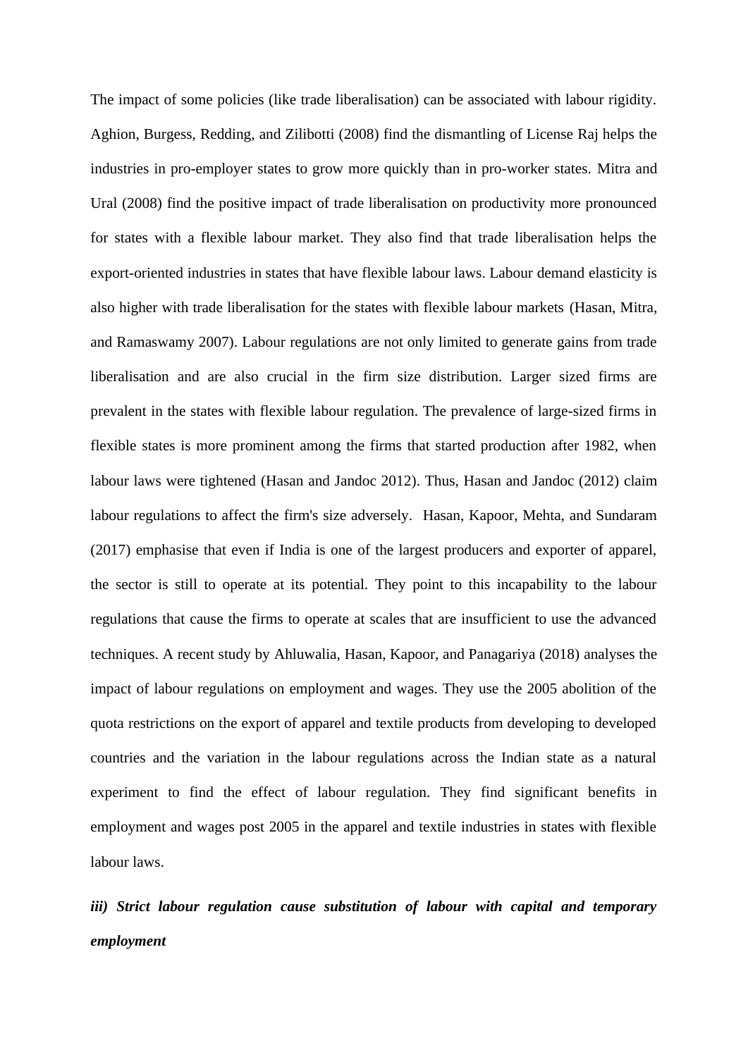The impact of some policies (like trade liberalisation) can be associated with labour rigidity. Aghion, Burgess, Redding, and Zilibotti (2008) find the dismantling of License Raj helps the industries in pro-employer states to grow more quickly than in pro-worker states. Mitra and Ural (2008) find the positive impact of trade liberalisation on productivity more pronounced for states with a flexible labour market. They also find that trade liberalisation helps the export-oriented industries in states that have flexible labour laws. Labour demand elasticity is also higher with trade liberalisation for the states with flexible labour markets (Hasan, Mitra, and Ramaswamy 2007). Labour regulations are not only limited to generate gains from trade liberalisation and are also crucial in the firm size distribution. Larger sized firms are prevalent in the states with flexible labour regulation. The prevalence of large-sized firms in flexible states is more prominent among the firms that started production after 1982, when labour laws were tightened (Hasan and Jandoc 2012). Thus, Hasan and Jandoc (2012) claim labour regulations to affect the firm's size adversely. Hasan, Kapoor, Mehta, and Sundaram (2017) emphasise that even if India is one of the largest producers and exporter of apparel, the sector is still to operate at its potential. They point to this incapability to the labour regulations that cause the firms to operate at scales that are insufficient to use the advanced techniques. A recent study by Ahluwalia, Hasan, Kapoor, and Panagariya (2018) analyses the impact of labour regulations on employment and wages. They use the 2005 abolition of the quota restrictions on the export of apparel and textile products from developing to developed countries and the variation in the labour regulations across the Indian state as a natural experiment to find the effect of labour regulation. They find significant benefits in employment and wages post 2005 in the apparel and textile industries in states with flexible labour laws.

***iii) Strict labour regulation cause substitution of labour with capital and temporary employment***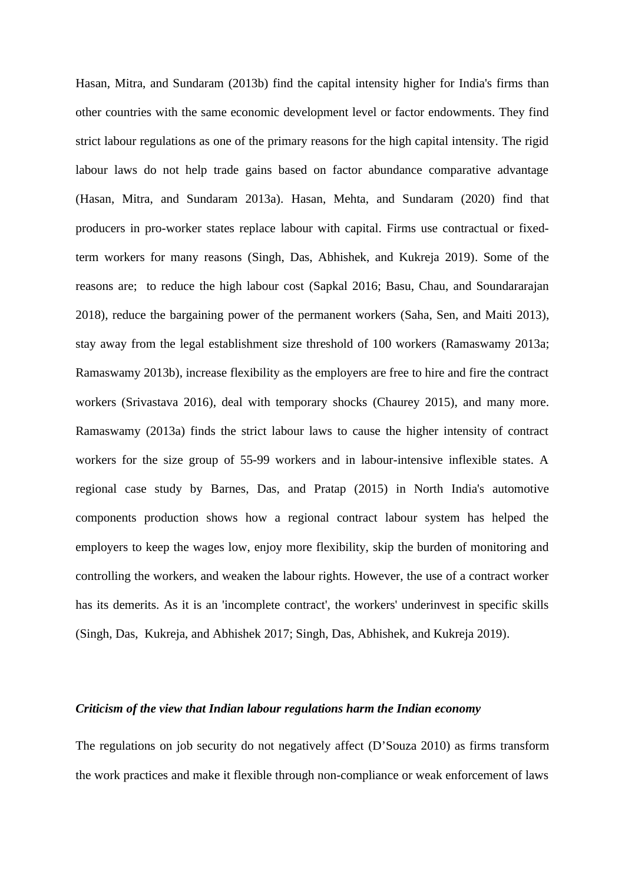Hasan, Mitra, and Sundaram (2013b) find the capital intensity higher for India's firms than other countries with the same economic development level or factor endowments. They find strict labour regulations as one of the primary reasons for the high capital intensity. The rigid labour laws do not help trade gains based on factor abundance comparative advantage (Hasan, Mitra, and Sundaram 2013a). Hasan, Mehta, and Sundaram (2020) find that producers in pro-worker states replace labour with capital. Firms use contractual or fixed-term workers for many reasons (Singh, Das, Abhishek, and Kukreja 2019). Some of the reasons are;  to reduce the high labour cost (Sapkal 2016; Basu, Chau, and Soundararajan 2018), reduce the bargaining power of the permanent workers (Saha, Sen, and Maiti 2013), stay away from the legal establishment size threshold of 100 workers (Ramaswamy 2013a; Ramaswamy 2013b), increase flexibility as the employers are free to hire and fire the contract workers (Srivastava 2016), deal with temporary shocks (Chaurey 2015), and many more. Ramaswamy (2013a) finds the strict labour laws to cause the higher intensity of contract workers for the size group of 55-99 workers and in labour-intensive inflexible states. A regional case study by Barnes, Das, and Pratap (2015) in North India's automotive components production shows how a regional contract labour system has helped the employers to keep the wages low, enjoy more flexibility, skip the burden of monitoring and controlling the workers, and weaken the labour rights. However, the use of a contract worker has its demerits. As it is an 'incomplete contract', the workers' underinvest in specific skills (Singh, Das,  Kukreja, and Abhishek 2017; Singh, Das, Abhishek, and Kukreja 2019).

***Criticism of the view that Indian labour regulations harm the Indian economy***

The regulations on job security do not negatively affect (D'Souza 2010) as firms transform the work practices and make it flexible through non-compliance or weak enforcement of laws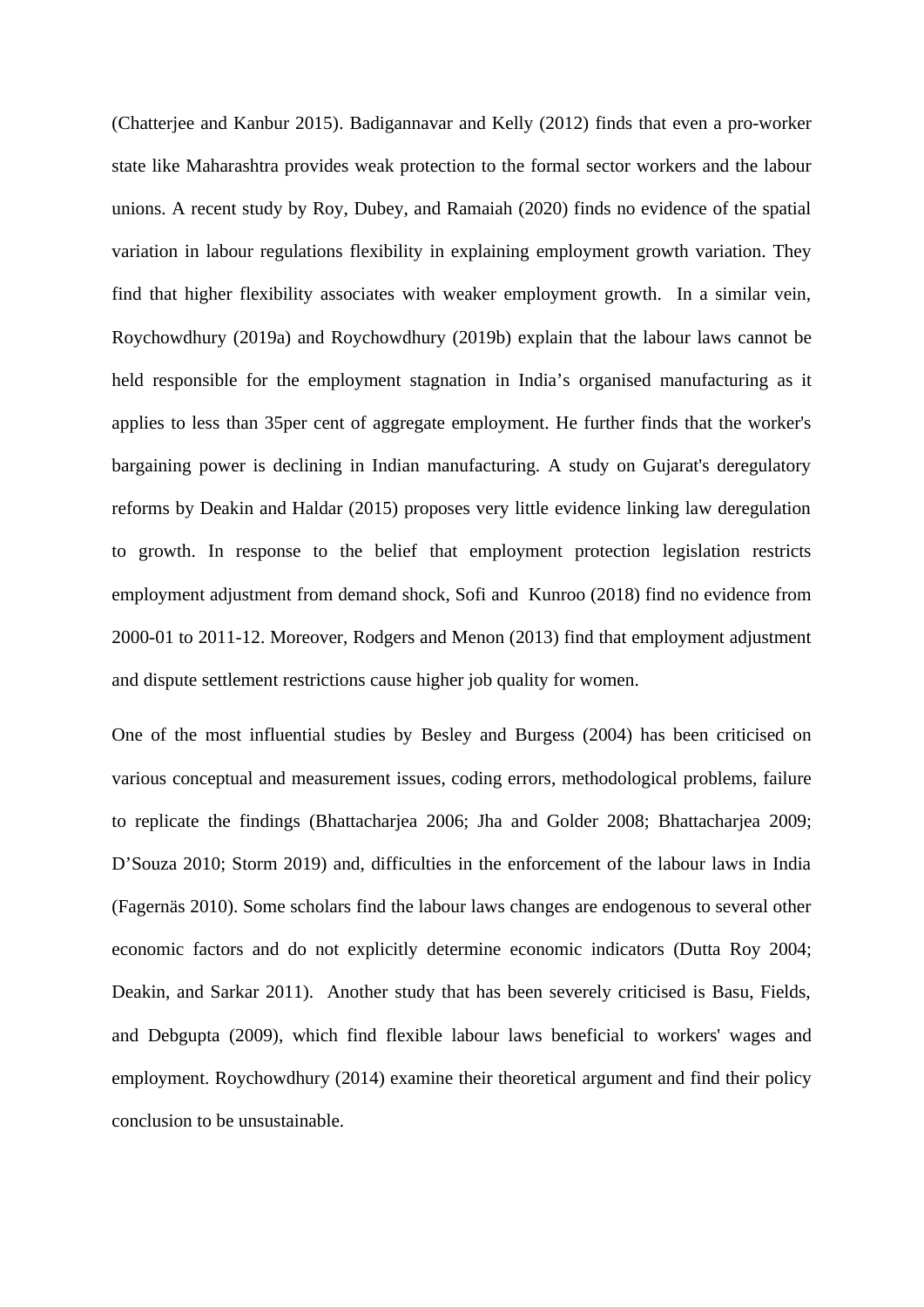(Chatterjee and Kanbur 2015). Badigannavar and Kelly (2012) finds that even a pro-worker state like Maharashtra provides weak protection to the formal sector workers and the labour unions. A recent study by Roy, Dubey, and Ramaiah (2020) finds no evidence of the spatial variation in labour regulations flexibility in explaining employment growth variation. They find that higher flexibility associates with weaker employment growth. In a similar vein, Roychowdhury (2019a) and Roychowdhury (2019b) explain that the labour laws cannot be held responsible for the employment stagnation in India's organised manufacturing as it applies to less than 35per cent of aggregate employment. He further finds that the worker's bargaining power is declining in Indian manufacturing. A study on Gujarat's deregulatory reforms by Deakin and Haldar (2015) proposes very little evidence linking law deregulation to growth. In response to the belief that employment protection legislation restricts employment adjustment from demand shock, Sofi and Kunroo (2018) find no evidence from 2000-01 to 2011-12. Moreover, Rodgers and Menon (2013) find that employment adjustment and dispute settlement restrictions cause higher job quality for women.

One of the most influential studies by Besley and Burgess (2004) has been criticised on various conceptual and measurement issues, coding errors, methodological problems, failure to replicate the findings (Bhattacharjea 2006; Jha and Golder 2008; Bhattacharjea 2009; D'Souza 2010; Storm 2019) and, difficulties in the enforcement of the labour laws in India (Fagernäs 2010). Some scholars find the labour laws changes are endogenous to several other economic factors and do not explicitly determine economic indicators (Dutta Roy 2004; Deakin, and Sarkar 2011). Another study that has been severely criticised is Basu, Fields, and Debgupta (2009), which find flexible labour laws beneficial to workers' wages and employment. Roychowdhury (2014) examine their theoretical argument and find their policy conclusion to be unsustainable.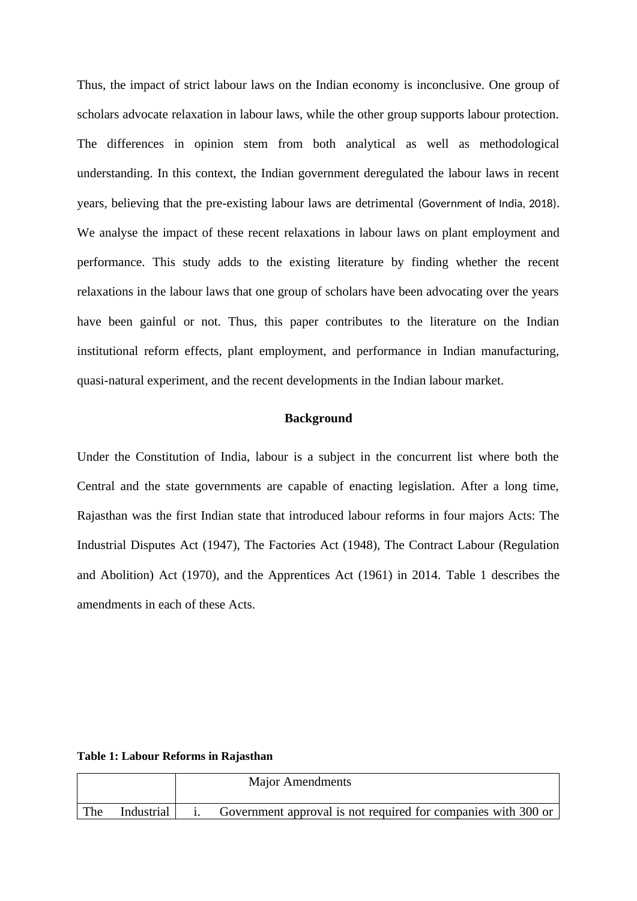Thus, the impact of strict labour laws on the Indian economy is inconclusive. One group of scholars advocate relaxation in labour laws, while the other group supports labour protection. The differences in opinion stem from both analytical as well as methodological understanding. In this context, the Indian government deregulated the labour laws in recent years, believing that the pre-existing labour laws are detrimental (Government of India, 2018). We analyse the impact of these recent relaxations in labour laws on plant employment and performance. This study adds to the existing literature by finding whether the recent relaxations in the labour laws that one group of scholars have been advocating over the years have been gainful or not. Thus, this paper contributes to the literature on the Indian institutional reform effects, plant employment, and performance in Indian manufacturing, quasi-natural experiment, and the recent developments in the Indian labour market.

## Background

Under the Constitution of India, labour is a subject in the concurrent list where both the Central and the state governments are capable of enacting legislation. After a long time, Rajasthan was the first Indian state that introduced labour reforms in four majors Acts: The Industrial Disputes Act (1947), The Factories Act (1948), The Contract Labour (Regulation and Abolition) Act (1970), and the Apprentices Act (1961) in 2014. Table 1 describes the amendments in each of these Acts.

**Table 1: Labour Reforms in Rajasthan**

| | Major Amendments |
|---|---|
| The Industrial | i. Government approval is not required for companies with 300 or |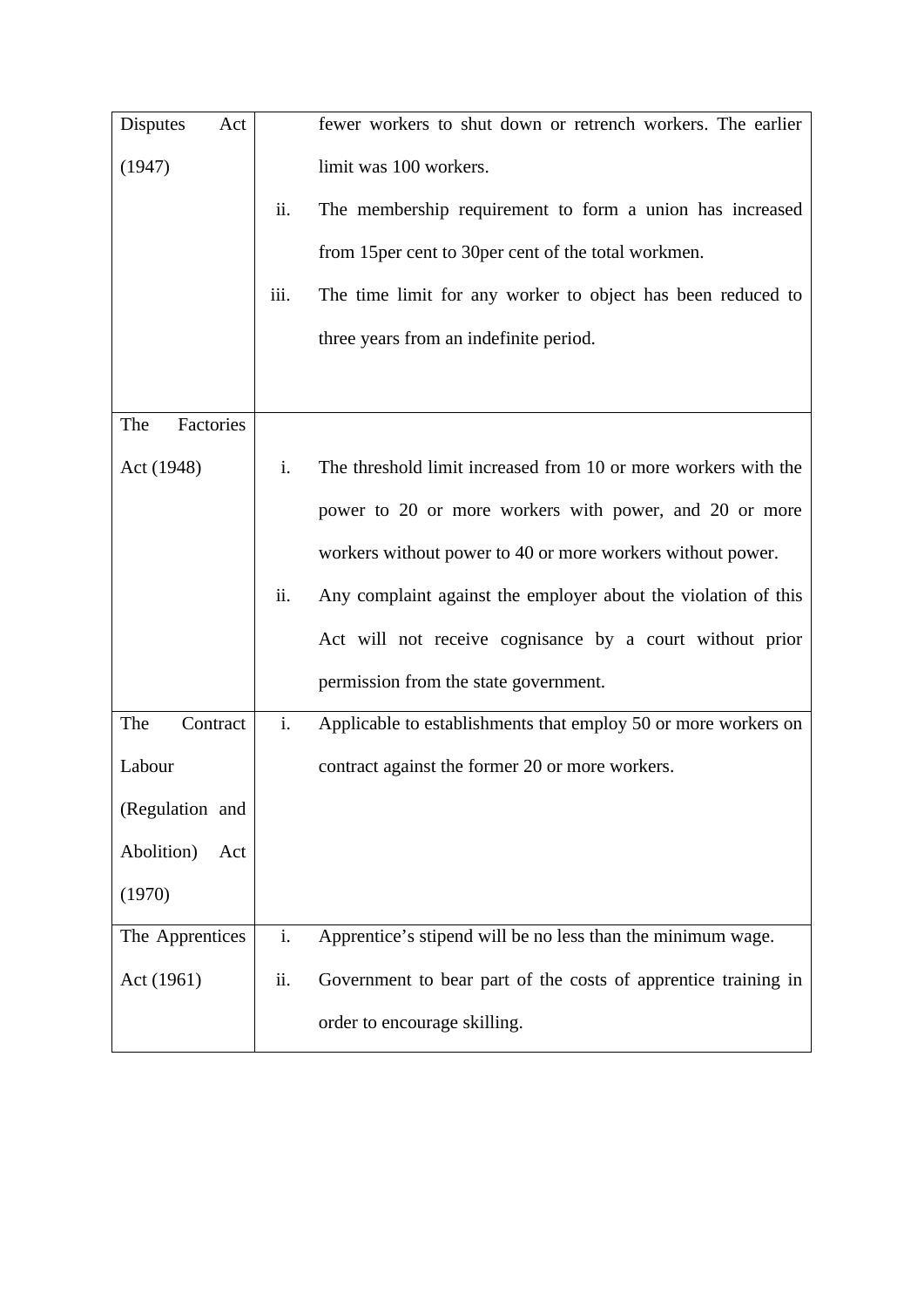| | |
|---|---|
| Disputes Act (1947) | fewer workers to shut down or retrench workers. The earlier limit was 100 workers.<br>ii. The membership requirement to form a union has increased from 15per cent to 30per cent of the total workmen.<br>iii. The time limit for any worker to object has been reduced to three years from an indefinite period. |
| The Factories Act (1948) | i. The threshold limit increased from 10 or more workers with the power to 20 or more workers with power, and 20 or more workers without power to 40 or more workers without power.<br>ii. Any complaint against the employer about the violation of this Act will not receive cognisance by a court without prior permission from the state government. |
| The Contract Labour (Regulation and Abolition) Act (1970) | i. Applicable to establishments that employ 50 or more workers on contract against the former 20 or more workers. |
| The Apprentices Act (1961) | i. Apprentice's stipend will be no less than the minimum wage.<br>ii. Government to bear part of the costs of apprentice training in order to encourage skilling. |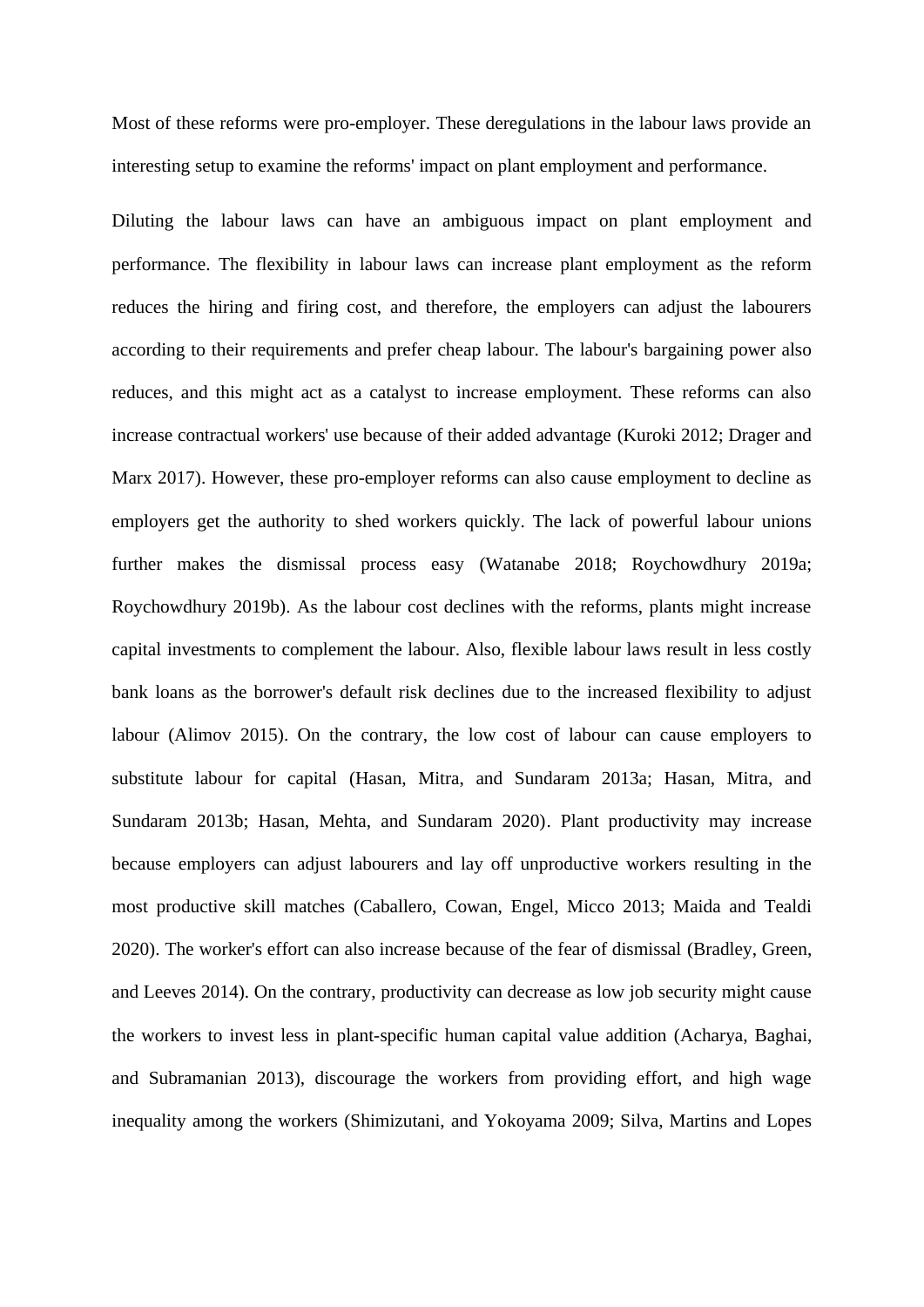Most of these reforms were pro-employer. These deregulations in the labour laws provide an interesting setup to examine the reforms' impact on plant employment and performance.

Diluting the labour laws can have an ambiguous impact on plant employment and performance. The flexibility in labour laws can increase plant employment as the reform reduces the hiring and firing cost, and therefore, the employers can adjust the labourers according to their requirements and prefer cheap labour. The labour's bargaining power also reduces, and this might act as a catalyst to increase employment. These reforms can also increase contractual workers' use because of their added advantage (Kuroki 2012; Drager and Marx 2017). However, these pro-employer reforms can also cause employment to decline as employers get the authority to shed workers quickly. The lack of powerful labour unions further makes the dismissal process easy (Watanabe 2018; Roychowdhury 2019a; Roychowdhury 2019b). As the labour cost declines with the reforms, plants might increase capital investments to complement the labour. Also, flexible labour laws result in less costly bank loans as the borrower's default risk declines due to the increased flexibility to adjust labour (Alimov 2015). On the contrary, the low cost of labour can cause employers to substitute labour for capital (Hasan, Mitra, and Sundaram 2013a; Hasan, Mitra, and Sundaram 2013b; Hasan, Mehta, and Sundaram 2020). Plant productivity may increase because employers can adjust labourers and lay off unproductive workers resulting in the most productive skill matches (Caballero, Cowan, Engel, Micco 2013; Maida and Tealdi 2020). The worker's effort can also increase because of the fear of dismissal (Bradley, Green, and Leeves 2014). On the contrary, productivity can decrease as low job security might cause the workers to invest less in plant-specific human capital value addition (Acharya, Baghai, and Subramanian 2013), discourage the workers from providing effort, and high wage inequality among the workers (Shimizutani, and Yokoyama 2009; Silva, Martins and Lopes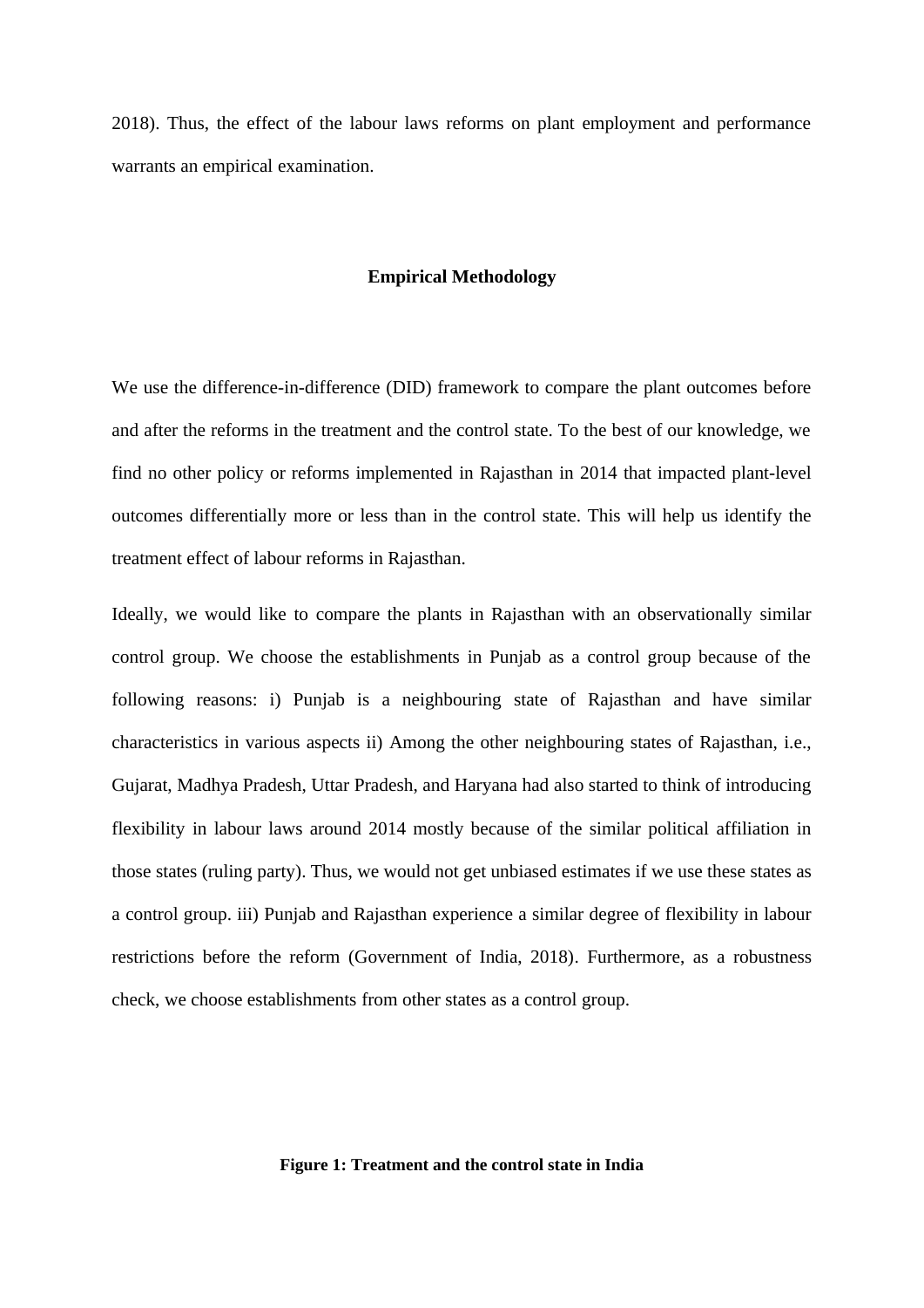2018). Thus, the effect of the labour laws reforms on plant employment and performance warrants an empirical examination.

## Empirical Methodology

We use the difference-in-difference (DID) framework to compare the plant outcomes before and after the reforms in the treatment and the control state. To the best of our knowledge, we find no other policy or reforms implemented in Rajasthan in 2014 that impacted plant-level outcomes differentially more or less than in the control state. This will help us identify the treatment effect of labour reforms in Rajasthan.

Ideally, we would like to compare the plants in Rajasthan with an observationally similar control group. We choose the establishments in Punjab as a control group because of the following reasons: i) Punjab is a neighbouring state of Rajasthan and have similar characteristics in various aspects ii) Among the other neighbouring states of Rajasthan, i.e., Gujarat, Madhya Pradesh, Uttar Pradesh, and Haryana had also started to think of introducing flexibility in labour laws around 2014 mostly because of the similar political affiliation in those states (ruling party). Thus, we would not get unbiased estimates if we use these states as a control group. iii) Punjab and Rajasthan experience a similar degree of flexibility in labour restrictions before the reform (Government of India, 2018). Furthermore, as a robustness check, we choose establishments from other states as a control group.

**Figure 1: Treatment and the control state in India**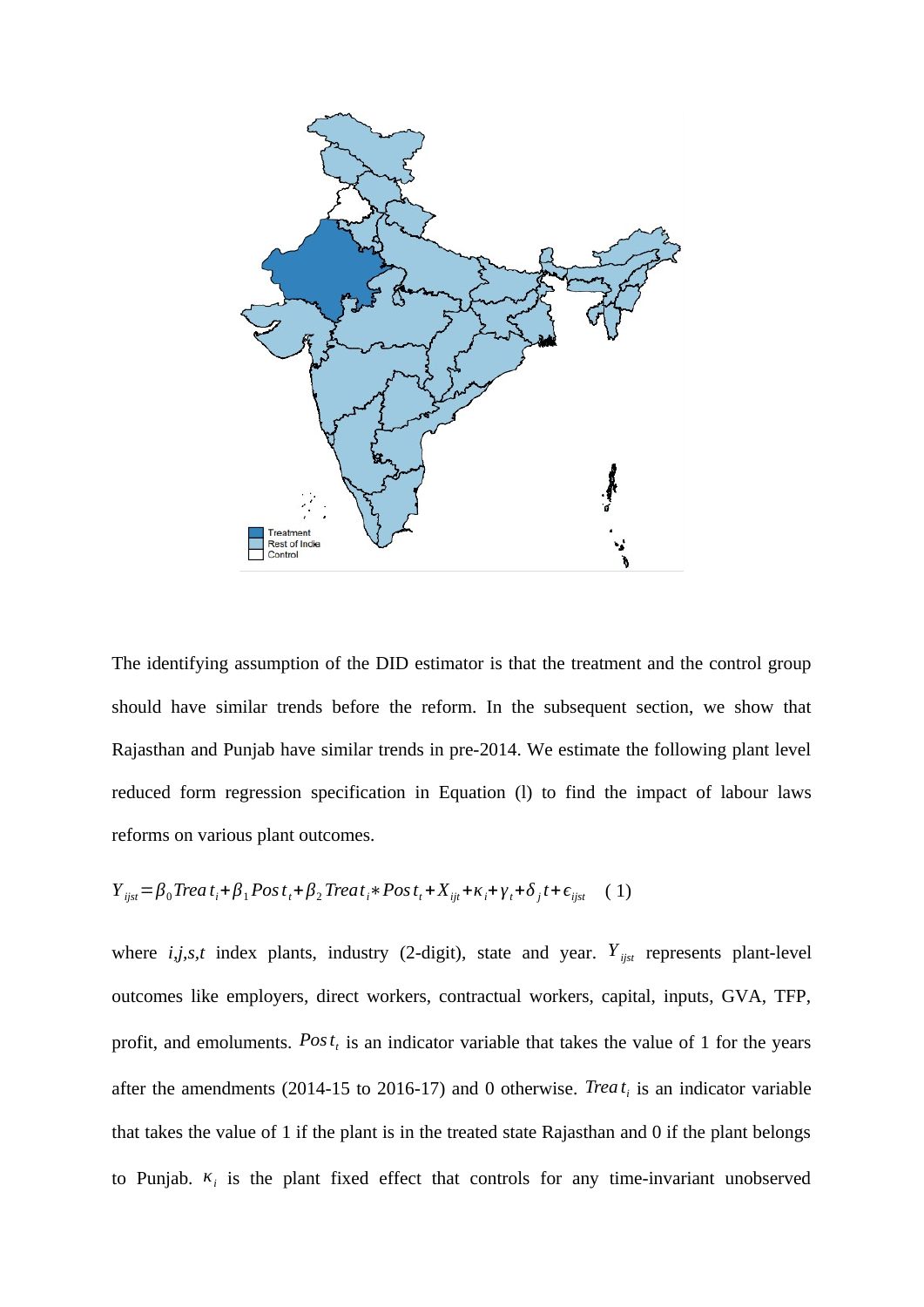The identifying assumption of the DID estimator is that the treatment and the control group should have similar trends before the reform. In the subsequent section, we show that Rajasthan and Punjab have similar trends in pre-2014. We estimate the following plant level reduced form regression specification in Equation (l) to find the impact of labour laws reforms on various plant outcomes.

$$Y_{ijst} = \beta_0 Treat_i + \beta_1 Post_t + \beta_2 Treat_i * Post_t + X_{ijt} + \kappa_i + \gamma_t + \delta_j t + \epsilon_{ijst} \quad (1)$$

where $i,j,s,t$ index plants, industry (2-digit), state and year. $Y_{ijst}$ represents plant-level outcomes like employers, direct workers, contractual workers, capital, inputs, GVA, TFP, profit, and emoluments. $Post_t$ is an indicator variable that takes the value of 1 for the years after the amendments (2014-15 to 2016-17) and 0 otherwise. $Treat_i$ is an indicator variable that takes the value of 1 if the plant is in the treated state Rajasthan and 0 if the plant belongs to Punjab. $\kappa_i$ is the plant fixed effect that controls for any time-invariant unobserved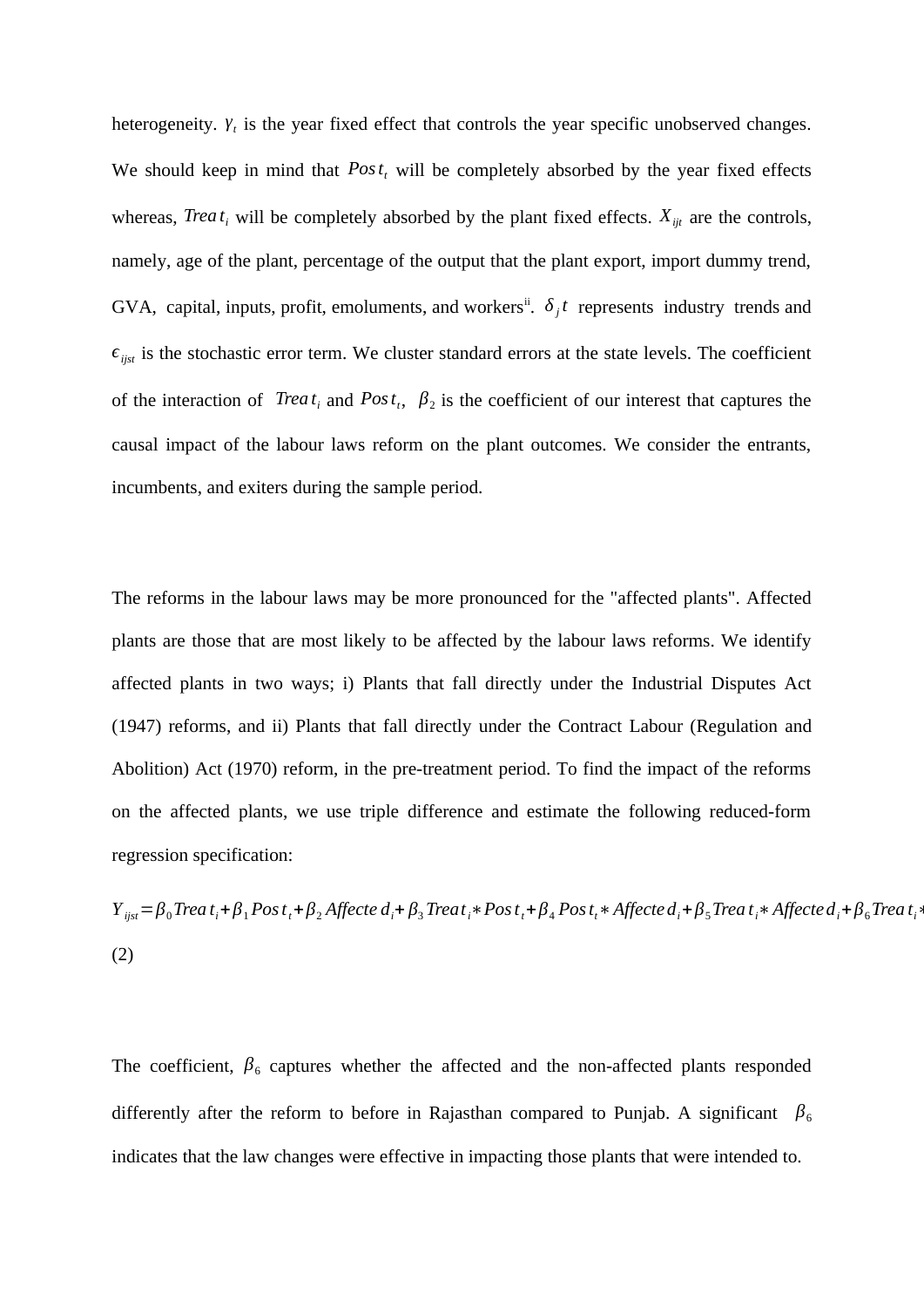heterogeneity. $\gamma_t$ is the year fixed effect that controls the year specific unobserved changes. We should keep in mind that $Post_t$ will be completely absorbed by the year fixed effects whereas, $Treat_i$ will be completely absorbed by the plant fixed effects. $X_{ijt}$ are the controls, namely, age of the plant, percentage of the output that the plant export, import dummy trend, GVA, capital, inputs, profit, emoluments, and workers[ii]. $\delta_j t$ represents industry trends and $\epsilon_{ijst}$ is the stochastic error term. We cluster standard errors at the state levels. The coefficient of the interaction of $Treat_i$ and $Post_t$, $\beta_2$ is the coefficient of our interest that captures the causal impact of the labour laws reform on the plant outcomes. We consider the entrants, incumbents, and exiters during the sample period.

The reforms in the labour laws may be more pronounced for the "affected plants". Affected plants are those that are most likely to be affected by the labour laws reforms. We identify affected plants in two ways; i) Plants that fall directly under the Industrial Disputes Act (1947) reforms, and ii) Plants that fall directly under the Contract Labour (Regulation and Abolition) Act (1970) reform, in the pre-treatment period. To find the impact of the reforms on the affected plants, we use triple difference and estimate the following reduced-form regression specification:

$$Y_{ijst} = \beta_0 Treat_i + \beta_1 Post_t + \beta_2 Affected_i + \beta_3 Treat_i * Post_t + \beta_4 Post_t * Affected_i + \beta_5 Treat_i * Affected_i + \beta_6 Treat_i *$$

(2)

The coefficient, $\beta_6$ captures whether the affected and the non-affected plants responded differently after the reform to before in Rajasthan compared to Punjab. A significant $\beta_6$ indicates that the law changes were effective in impacting those plants that were intended to.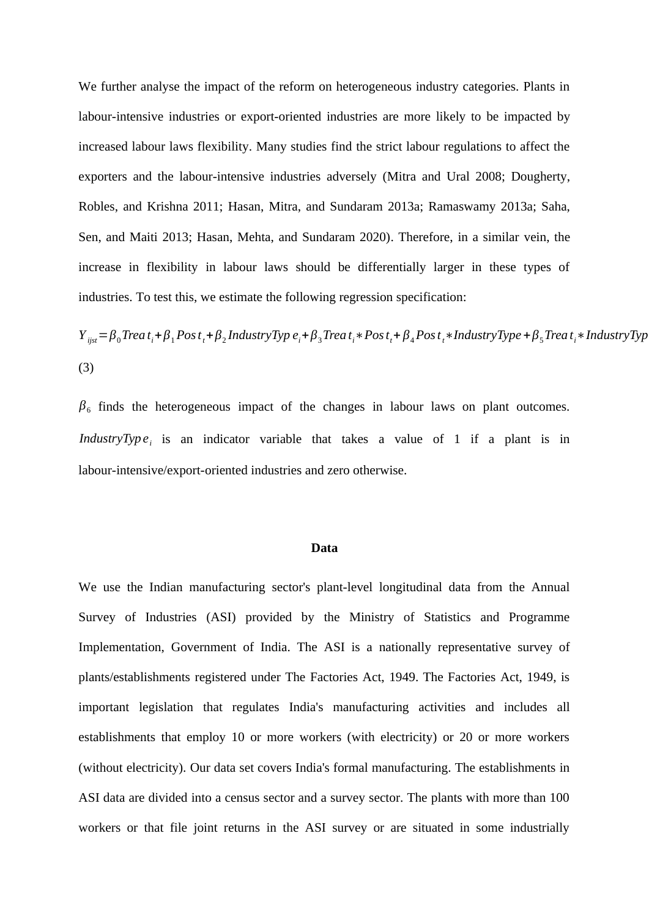We further analyse the impact of the reform on heterogeneous industry categories. Plants in labour-intensive industries or export-oriented industries are more likely to be impacted by increased labour laws flexibility. Many studies find the strict labour regulations to affect the exporters and the labour-intensive industries adversely (Mitra and Ural 2008; Dougherty, Robles, and Krishna 2011; Hasan, Mitra, and Sundaram 2013a; Ramaswamy 2013a; Saha, Sen, and Maiti 2013; Hasan, Mehta, and Sundaram 2020). Therefore, in a similar vein, the increase in flexibility in labour laws should be differentially larger in these types of industries. To test this, we estimate the following regression specification:

$$Y_{ijst} = \beta_0 Treat_i + \beta_1 Post_t + \beta_2 IndustryType_i + \beta_3 Treat_i * Post_t + \beta_4 Post_t * IndustryType + \beta_5 Treat_i * IndustryTyp$$

(3)

$\beta_6$ finds the heterogeneous impact of the changes in labour laws on plant outcomes. $IndustryType_i$ is an indicator variable that takes a value of 1 if a plant is in labour-intensive/export-oriented industries and zero otherwise.

## Data

We use the Indian manufacturing sector's plant-level longitudinal data from the Annual Survey of Industries (ASI) provided by the Ministry of Statistics and Programme Implementation, Government of India. The ASI is a nationally representative survey of plants/establishments registered under The Factories Act, 1949. The Factories Act, 1949, is important legislation that regulates India's manufacturing activities and includes all establishments that employ 10 or more workers (with electricity) or 20 or more workers (without electricity). Our data set covers India's formal manufacturing. The establishments in ASI data are divided into a census sector and a survey sector. The plants with more than 100 workers or that file joint returns in the ASI survey or are situated in some industrially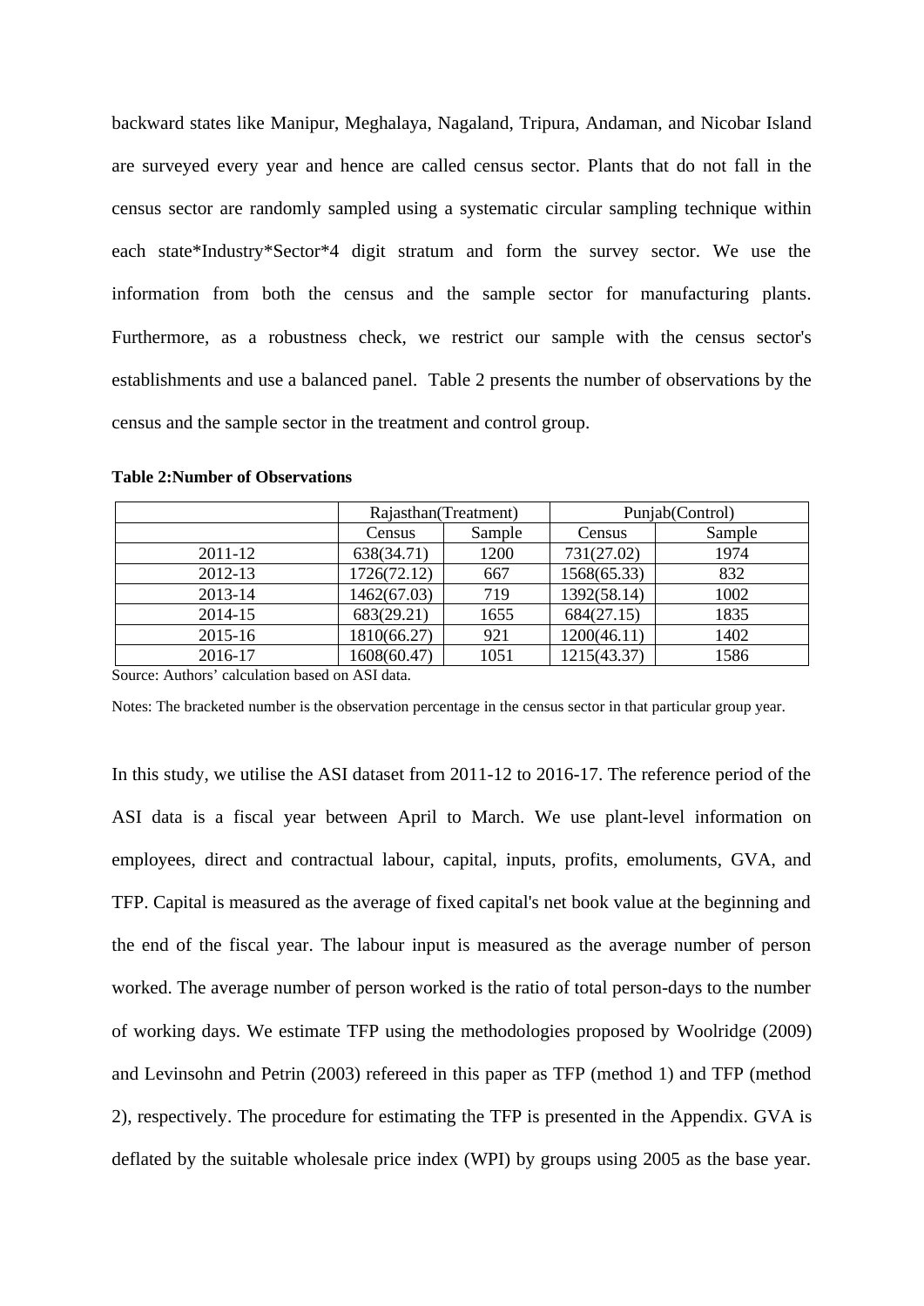backward states like Manipur, Meghalaya, Nagaland, Tripura, Andaman, and Nicobar Island are surveyed every year and hence are called census sector. Plants that do not fall in the census sector are randomly sampled using a systematic circular sampling technique within each state*Industry*Sector*4 digit stratum and form the survey sector. We use the information from both the census and the sample sector for manufacturing plants. Furthermore, as a robustness check, we restrict our sample with the census sector's establishments and use a balanced panel. Table 2 presents the number of observations by the census and the sample sector in the treatment and control group.

**Table 2:Number of Observations**

| | Rajasthan(Treatment) | | Punjab(Control) | |
|---|---|---|---|---|
| | Census | Sample | Census | Sample |
| 2011-12 | 638(34.71) | 1200 | 731(27.02) | 1974 |
| 2012-13 | 1726(72.12) | 667 | 1568(65.33) | 832 |
| 2013-14 | 1462(67.03) | 719 | 1392(58.14) | 1002 |
| 2014-15 | 683(29.21) | 1655 | 684(27.15) | 1835 |
| 2015-16 | 1810(66.27) | 921 | 1200(46.11) | 1402 |
| 2016-17 | 1608(60.47) | 1051 | 1215(43.37) | 1586 |

Source: Authors' calculation based on ASI data.

Notes: The bracketed number is the observation percentage in the census sector in that particular group year.

In this study, we utilise the ASI dataset from 2011-12 to 2016-17. The reference period of the ASI data is a fiscal year between April to March. We use plant-level information on employees, direct and contractual labour, capital, inputs, profits, emoluments, GVA, and TFP. Capital is measured as the average of fixed capital's net book value at the beginning and the end of the fiscal year. The labour input is measured as the average number of person worked. The average number of person worked is the ratio of total person-days to the number of working days. We estimate TFP using the methodologies proposed by Woolridge (2009) and Levinsohn and Petrin (2003) refereed in this paper as TFP (method 1) and TFP (method 2), respectively. The procedure for estimating the TFP is presented in the Appendix. GVA is deflated by the suitable wholesale price index (WPI) by groups using 2005 as the base year.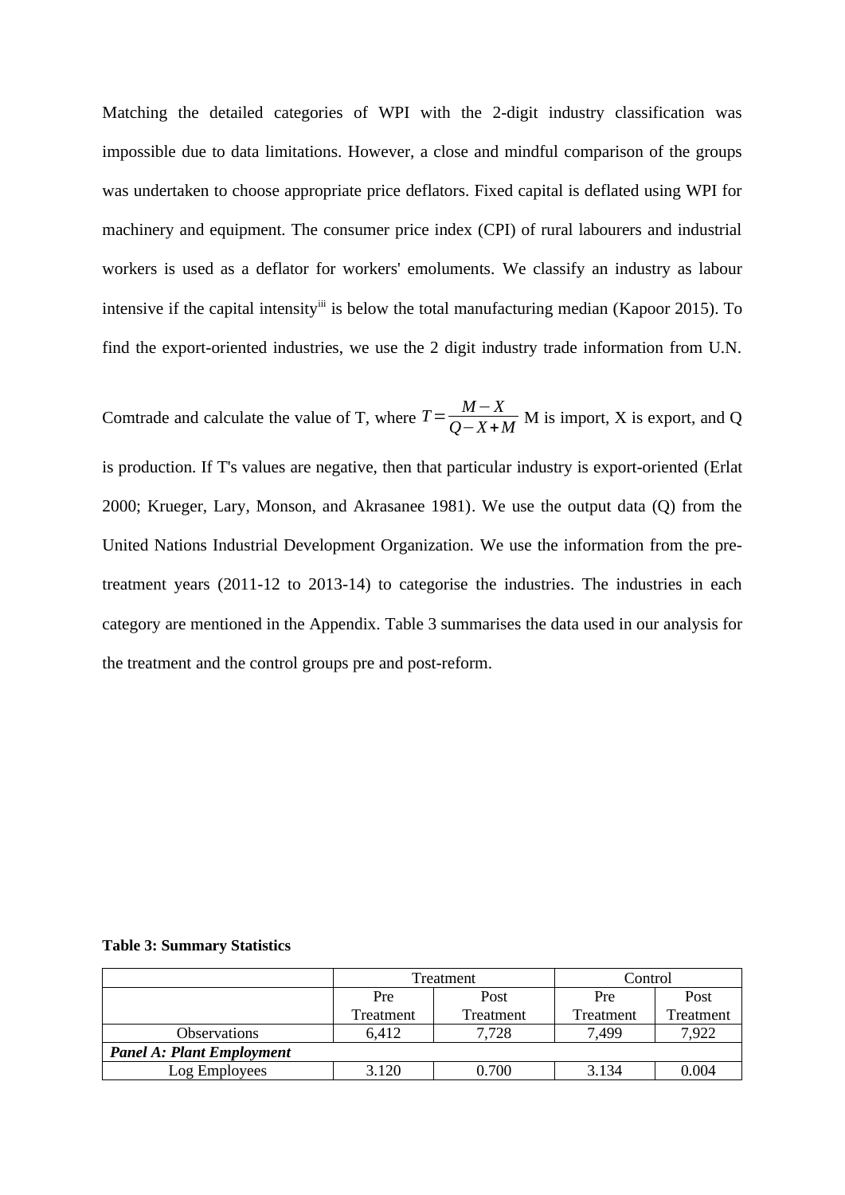Matching the detailed categories of WPI with the 2-digit industry classification was impossible due to data limitations. However, a close and mindful comparison of the groups was undertaken to choose appropriate price deflators. Fixed capital is deflated using WPI for machinery and equipment. The consumer price index (CPI) of rural labourers and industrial workers is used as a deflator for workers' emoluments. We classify an industry as labour intensive if the capital intensity[iii] is below the total manufacturing median (Kapoor 2015). To find the export-oriented industries, we use the 2 digit industry trade information from U.N. Comtrade and calculate the value of T, where $T = \frac{M - X}{Q - X + M}$ M is import, X is export, and Q is production. If T's values are negative, then that particular industry is export-oriented (Erlat 2000; Krueger, Lary, Monson, and Akrasanee 1981). We use the output data (Q) from the United Nations Industrial Development Organization. We use the information from the pre-treatment years (2011-12 to 2013-14) to categorise the industries. The industries in each category are mentioned in the Appendix. Table 3 summarises the data used in our analysis for the treatment and the control groups pre and post-reform.

**Table 3: Summary Statistics**

| | Treatment | | Control | |
|---|---|---|---|---|
| | Pre Treatment | Post Treatment | Pre Treatment | Post Treatment |
| Observations | 6,412 | 7,728 | 7,499 | 7,922 |
| ***Panel A: Plant Employment*** | | | | |
| Log Employees | 3.120 | 0.700 | 3.134 | 0.004 |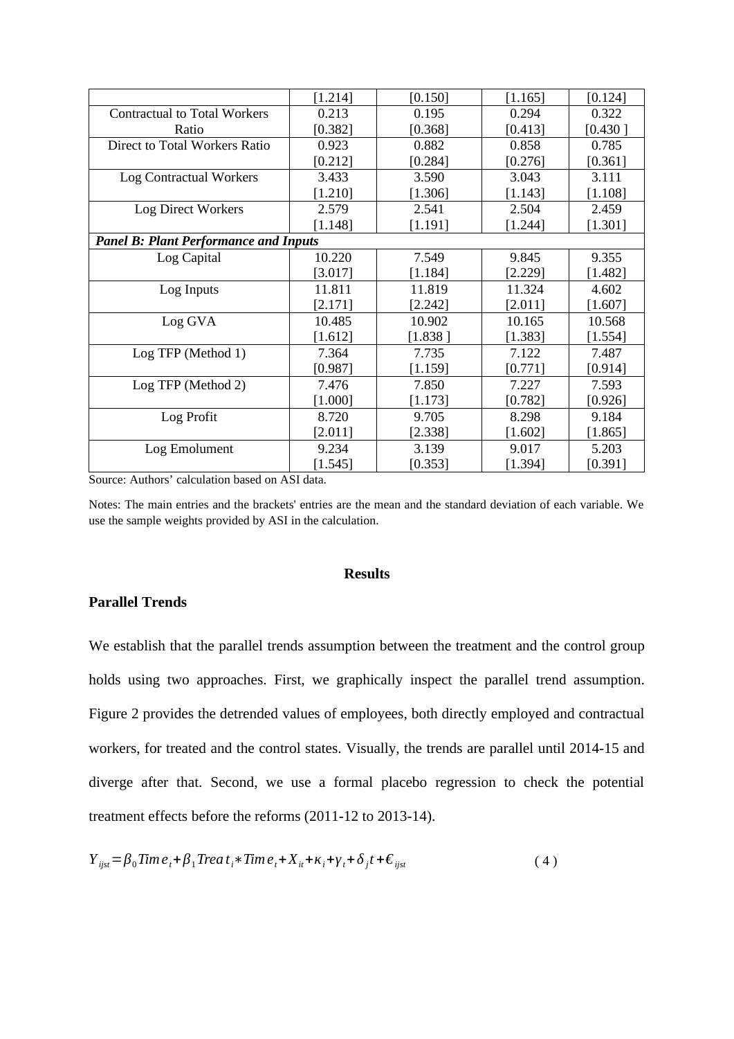| | | | | |
|---|---|---|---|---|
| | [1.214] | [0.150] | [1.165] | [0.124] |
| Contractual to Total Workers Ratio | 0.213<br>[0.382] | 0.195<br>[0.368] | 0.294<br>[0.413] | 0.322<br>[0.430 ] |
| Direct to Total Workers Ratio | 0.923<br>[0.212] | 0.882<br>[0.284] | 0.858<br>[0.276] | 0.785<br>[0.361] |
| Log Contractual Workers | 3.433<br>[1.210] | 3.590<br>[1.306] | 3.043<br>[1.143] | 3.111<br>[1.108] |
| Log Direct Workers | 2.579<br>[1.148] | 2.541<br>[1.191] | 2.504<br>[1.244] | 2.459<br>[1.301] |
| ***Panel B: Plant Performance and Inputs*** | | | | |
| Log Capital | 10.220<br>[3.017] | 7.549<br>[1.184] | 9.845<br>[2.229] | 9.355<br>[1.482] |
| Log Inputs | 11.811<br>[2.171] | 11.819<br>[2.242] | 11.324<br>[2.011] | 4.602<br>[1.607] |
| Log GVA | 10.485<br>[1.612] | 10.902<br>[1.838 ] | 10.165<br>[1.383] | 10.568<br>[1.554] |
| Log TFP (Method 1) | 7.364<br>[0.987] | 7.735<br>[1.159] | 7.122<br>[0.771] | 7.487<br>[0.914] |
| Log TFP (Method 2) | 7.476<br>[1.000] | 7.850<br>[1.173] | 7.227<br>[0.782] | 7.593<br>[0.926] |
| Log Profit | 8.720<br>[2.011] | 9.705<br>[2.338] | 8.298<br>[1.602] | 9.184<br>[1.865] |
| Log Emolument | 9.234<br>[1.545] | 3.139<br>[0.353] | 9.017<br>[1.394] | 5.203<br>[0.391] |

Source: Authors' calculation based on ASI data.

Notes: The main entries and the brackets' entries are the mean and the standard deviation of each variable. We use the sample weights provided by ASI in the calculation.

## Results

### Parallel Trends

We establish that the parallel trends assumption between the treatment and the control group holds using two approaches. First, we graphically inspect the parallel trend assumption. Figure 2 provides the detrended values of employees, both directly employed and contractual workers, for treated and the control states. Visually, the trends are parallel until 2014-15 and diverge after that. Second, we use a formal placebo regression to check the potential treatment effects before the reforms (2011-12 to 2013-14).

$$Y_{ijst} = \beta_0 Time_t + \beta_1 Treat_i * Time_t + X_{it} + \kappa_i + \gamma_t + \delta_j t + \epsilon_{ijst} \quad (4)$$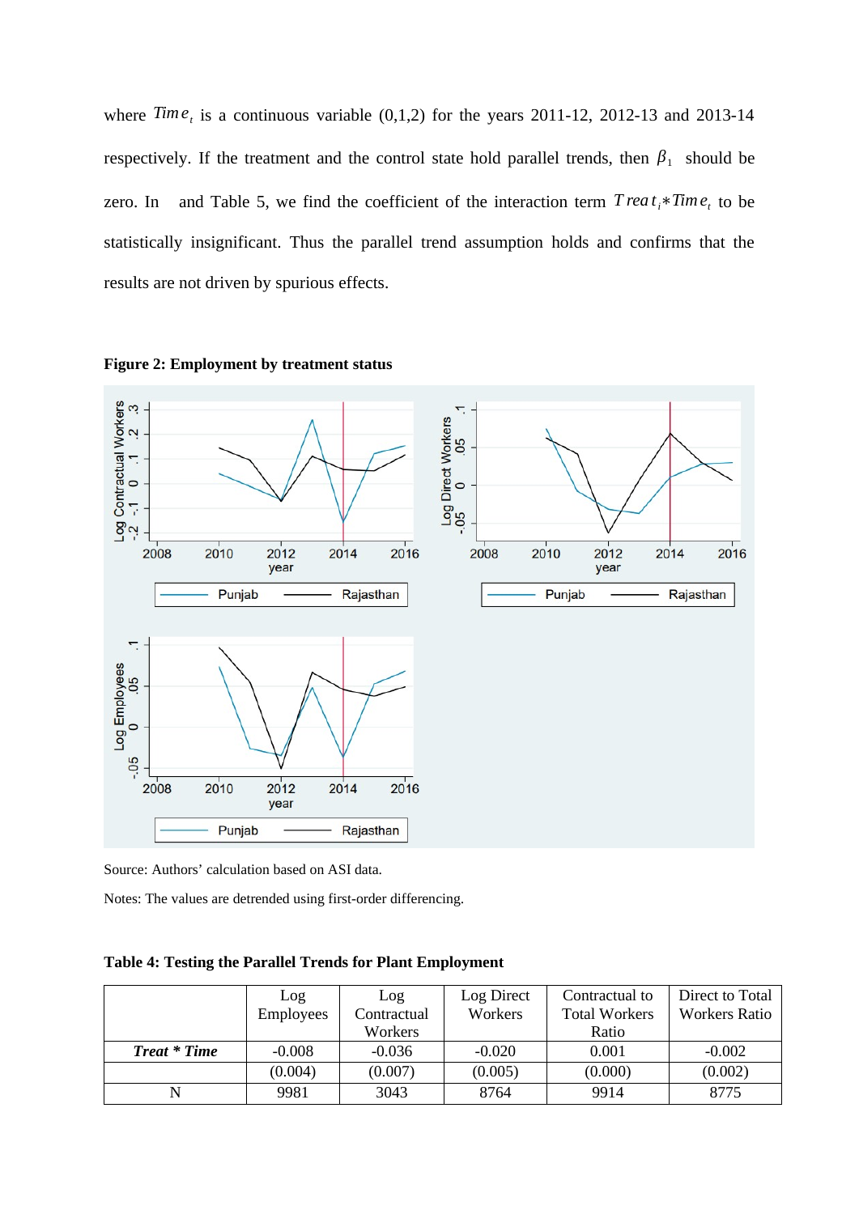where $Time_t$ is a continuous variable (0,1,2) for the years 2011-12, 2012-13 and 2013-14 respectively. If the treatment and the control state hold parallel trends, then $\beta_1$ should be zero. In and Table 5, we find the coefficient of the interaction term $Treat_i * Time_t$ to be statistically insignificant. Thus the parallel trend assumption holds and confirms that the results are not driven by spurious effects.

**Figure 2: Employment by treatment status**

Source: Authors' calculation based on ASI data.

Notes: The values are detrended using first-order differencing.

**Table 4: Testing the Parallel Trends for Plant Employment**

| | Log Employees | Log Contractual Workers | Log Direct Workers | Contractual to Total Workers Ratio | Direct to Total Workers Ratio |
|---|---|---|---|---|---|
| ***Treat * Time*** | -0.008 | -0.036 | -0.020 | 0.001 | -0.002 |
| | (0.004) | (0.007) | (0.005) | (0.000) | (0.002) |
| N | 9981 | 3043 | 8764 | 9914 | 8775 |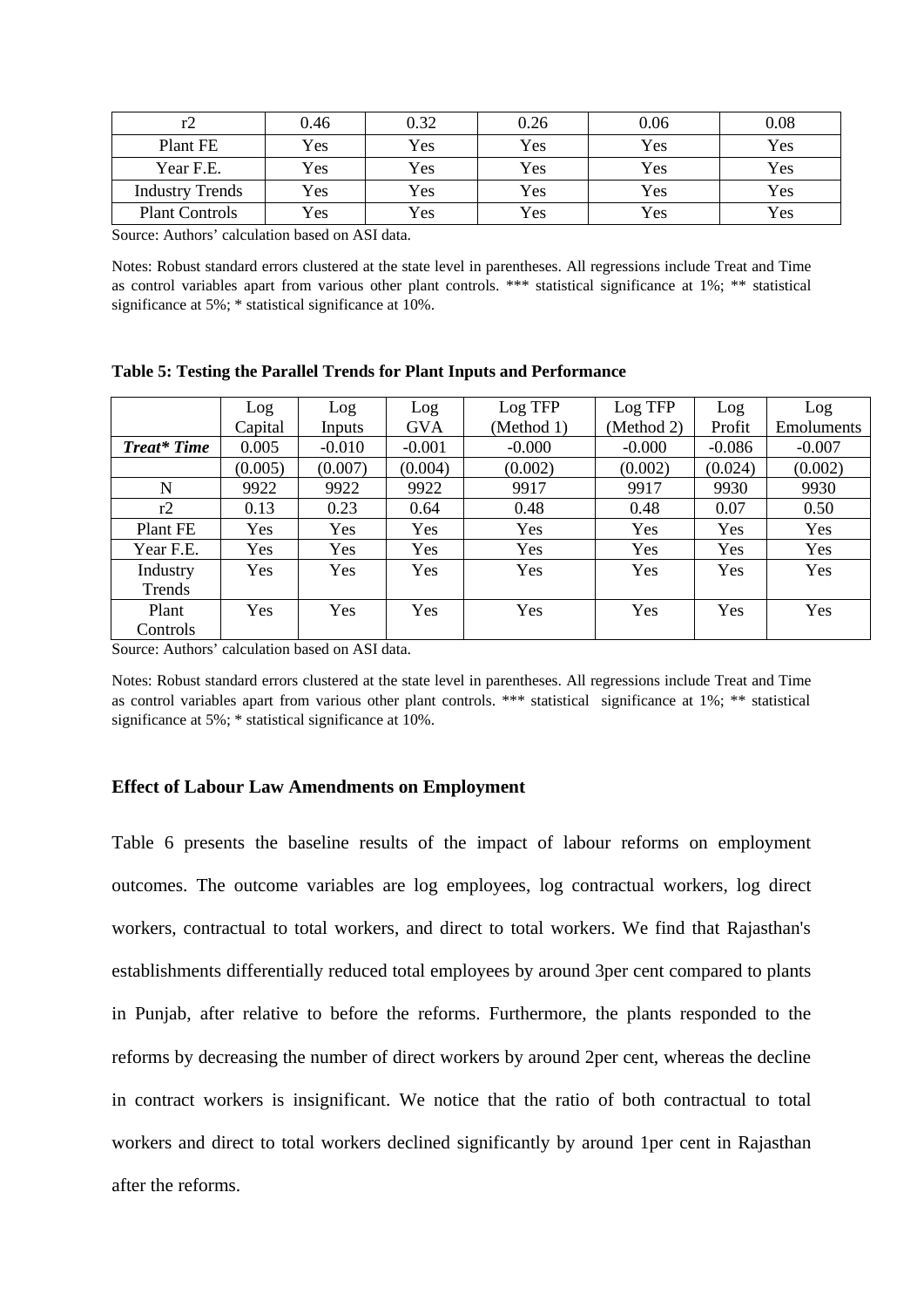| r2 | 0.46 | 0.32 | 0.26 | 0.06 | 0.08 |
|---|---|---|---|---|---|
| Plant FE | Yes | Yes | Yes | Yes | Yes |
| Year F.E. | Yes | Yes | Yes | Yes | Yes |
| Industry Trends | Yes | Yes | Yes | Yes | Yes |
| Plant Controls | Yes | Yes | Yes | Yes | Yes |

Source: Authors' calculation based on ASI data.

Notes: Robust standard errors clustered at the state level in parentheses. All regressions include Treat and Time as control variables apart from various other plant controls. *** statistical significance at 1%; ** statistical significance at 5%; * statistical significance at 10%.

**Table 5: Testing the Parallel Trends for Plant Inputs and Performance**

| | Log Capital | Log Inputs | Log GVA | Log TFP (Method 1) | Log TFP (Method 2) | Log Profit | Log Emoluments |
|---|---|---|---|---|---|---|---|
| ***Treat* Time*** | 0.005 | -0.010 | -0.001 | -0.000 | -0.000 | -0.086 | -0.007 |
| | (0.005) | (0.007) | (0.004) | (0.002) | (0.002) | (0.024) | (0.002) |
| N | 9922 | 9922 | 9922 | 9917 | 9917 | 9930 | 9930 |
| r2 | 0.13 | 0.23 | 0.64 | 0.48 | 0.48 | 0.07 | 0.50 |
| Plant FE | Yes | Yes | Yes | Yes | Yes | Yes | Yes |
| Year F.E. | Yes | Yes | Yes | Yes | Yes | Yes | Yes |
| Industry Trends | Yes | Yes | Yes | Yes | Yes | Yes | Yes |
| Plant Controls | Yes | Yes | Yes | Yes | Yes | Yes | Yes |

Source: Authors' calculation based on ASI data.

Notes: Robust standard errors clustered at the state level in parentheses. All regressions include Treat and Time as control variables apart from various other plant controls. *** statistical significance at 1%; ** statistical significance at 5%; * statistical significance at 10%.

**Effect of Labour Law Amendments on Employment**

Table 6 presents the baseline results of the impact of labour reforms on employment outcomes. The outcome variables are log employees, log contractual workers, log direct workers, contractual to total workers, and direct to total workers. We find that Rajasthan's establishments differentially reduced total employees by around 3per cent compared to plants in Punjab, after relative to before the reforms. Furthermore, the plants responded to the reforms by decreasing the number of direct workers by around 2per cent, whereas the decline in contract workers is insignificant. We notice that the ratio of both contractual to total workers and direct to total workers declined significantly by around 1per cent in Rajasthan after the reforms.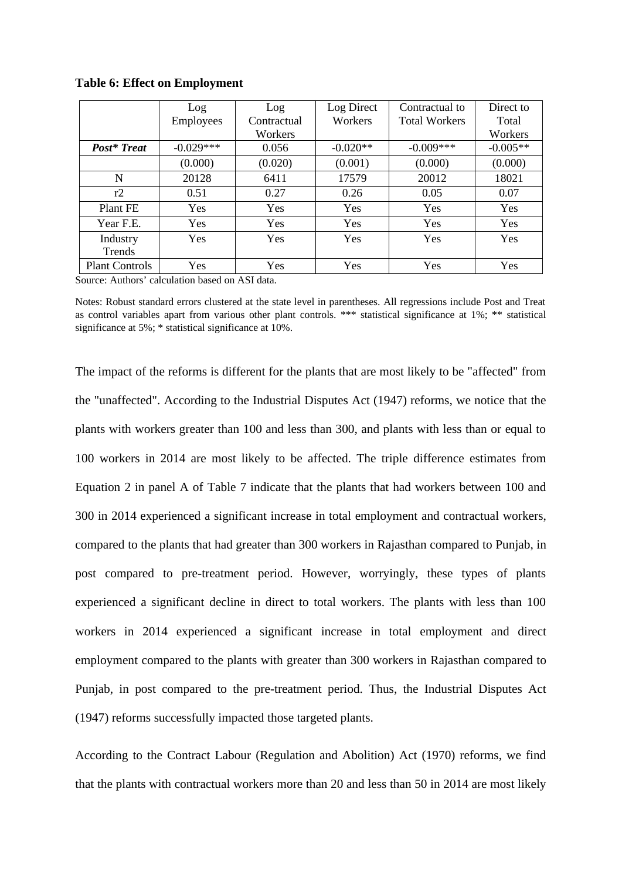**Table 6: Effect on Employment**

| | Log Employees | Log Contractual Workers | Log Direct Workers | Contractual to Total Workers | Direct to Total Workers |
|---|---|---|---|---|---|
| ***Post* Treat*** | -0.029*** | 0.056 | -0.020** | -0.009*** | -0.005** |
| | (0.000) | (0.020) | (0.001) | (0.000) | (0.000) |
| N | 20128 | 6411 | 17579 | 20012 | 18021 |
| r2 | 0.51 | 0.27 | 0.26 | 0.05 | 0.07 |
| Plant FE | Yes | Yes | Yes | Yes | Yes |
| Year F.E. | Yes | Yes | Yes | Yes | Yes |
| Industry Trends | Yes | Yes | Yes | Yes | Yes |
| Plant Controls | Yes | Yes | Yes | Yes | Yes |

Source: Authors' calculation based on ASI data.

Notes: Robust standard errors clustered at the state level in parentheses. All regressions include Post and Treat as control variables apart from various other plant controls. *** statistical significance at 1%; ** statistical significance at 5%; * statistical significance at 10%.

The impact of the reforms is different for the plants that are most likely to be "affected" from the "unaffected". According to the Industrial Disputes Act (1947) reforms, we notice that the plants with workers greater than 100 and less than 300, and plants with less than or equal to 100 workers in 2014 are most likely to be affected. The triple difference estimates from Equation 2 in panel A of Table 7 indicate that the plants that had workers between 100 and 300 in 2014 experienced a significant increase in total employment and contractual workers, compared to the plants that had greater than 300 workers in Rajasthan compared to Punjab, in post compared to pre-treatment period. However, worryingly, these types of plants experienced a significant decline in direct to total workers. The plants with less than 100 workers in 2014 experienced a significant increase in total employment and direct employment compared to the plants with greater than 300 workers in Rajasthan compared to Punjab, in post compared to the pre-treatment period. Thus, the Industrial Disputes Act (1947) reforms successfully impacted those targeted plants.

According to the Contract Labour (Regulation and Abolition) Act (1970) reforms, we find that the plants with contractual workers more than 20 and less than 50 in 2014 are most likely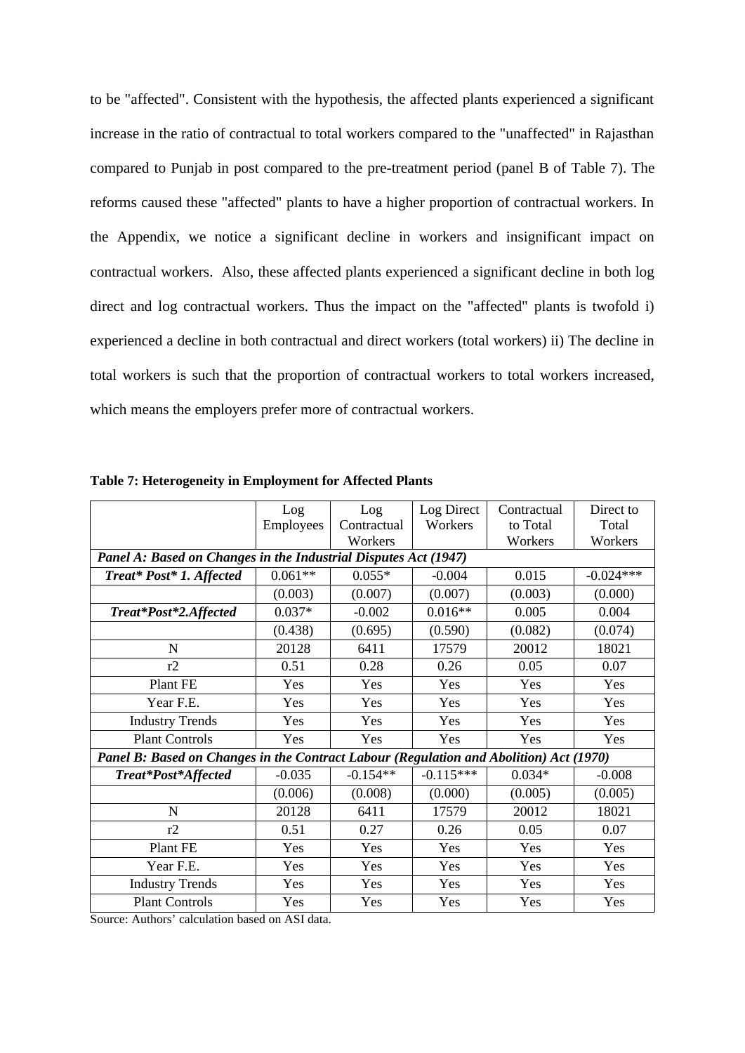to be "affected". Consistent with the hypothesis, the affected plants experienced a significant increase in the ratio of contractual to total workers compared to the "unaffected" in Rajasthan compared to Punjab in post compared to the pre-treatment period (panel B of Table 7). The reforms caused these "affected" plants to have a higher proportion of contractual workers. In the Appendix, we notice a significant decline in workers and insignificant impact on contractual workers. Also, these affected plants experienced a significant decline in both log direct and log contractual workers. Thus the impact on the "affected" plants is twofold i) experienced a decline in both contractual and direct workers (total workers) ii) The decline in total workers is such that the proportion of contractual workers to total workers increased, which means the employers prefer more of contractual workers.

**Table 7: Heterogeneity in Employment for Affected Plants**

| | Log Employees | Log Contractual Workers | Log Direct Workers | Contractual to Total Workers | Direct to Total Workers |
|---|---|---|---|---|---|
| ***Panel A: Based on Changes in the Industrial Disputes Act (1947)*** | | | | | |
| ***Treat* Post* 1. Affected*** | 0.061** | 0.055* | -0.004 | 0.015 | -0.024*** |
| | (0.003) | (0.007) | (0.007) | (0.003) | (0.000) |
| ***Treat*Post*2.Affected*** | 0.037* | -0.002 | 0.016** | 0.005 | 0.004 |
| | (0.438) | (0.695) | (0.590) | (0.082) | (0.074) |
| N | 20128 | 6411 | 17579 | 20012 | 18021 |
| r2 | 0.51 | 0.28 | 0.26 | 0.05 | 0.07 |
| Plant FE | Yes | Yes | Yes | Yes | Yes |
| Year F.E. | Yes | Yes | Yes | Yes | Yes |
| Industry Trends | Yes | Yes | Yes | Yes | Yes |
| Plant Controls | Yes | Yes | Yes | Yes | Yes |
| ***Panel B: Based on Changes in the Contract Labour (Regulation and Abolition) Act (1970)*** | | | | | |
| ***Treat*Post*Affected*** | -0.035 | -0.154** | -0.115*** | 0.034* | -0.008 |
| | (0.006) | (0.008) | (0.000) | (0.005) | (0.005) |
| N | 20128 | 6411 | 17579 | 20012 | 18021 |
| r2 | 0.51 | 0.27 | 0.26 | 0.05 | 0.07 |
| Plant FE | Yes | Yes | Yes | Yes | Yes |
| Year F.E. | Yes | Yes | Yes | Yes | Yes |
| Industry Trends | Yes | Yes | Yes | Yes | Yes |
| Plant Controls | Yes | Yes | Yes | Yes | Yes |

Source: Authors' calculation based on ASI data.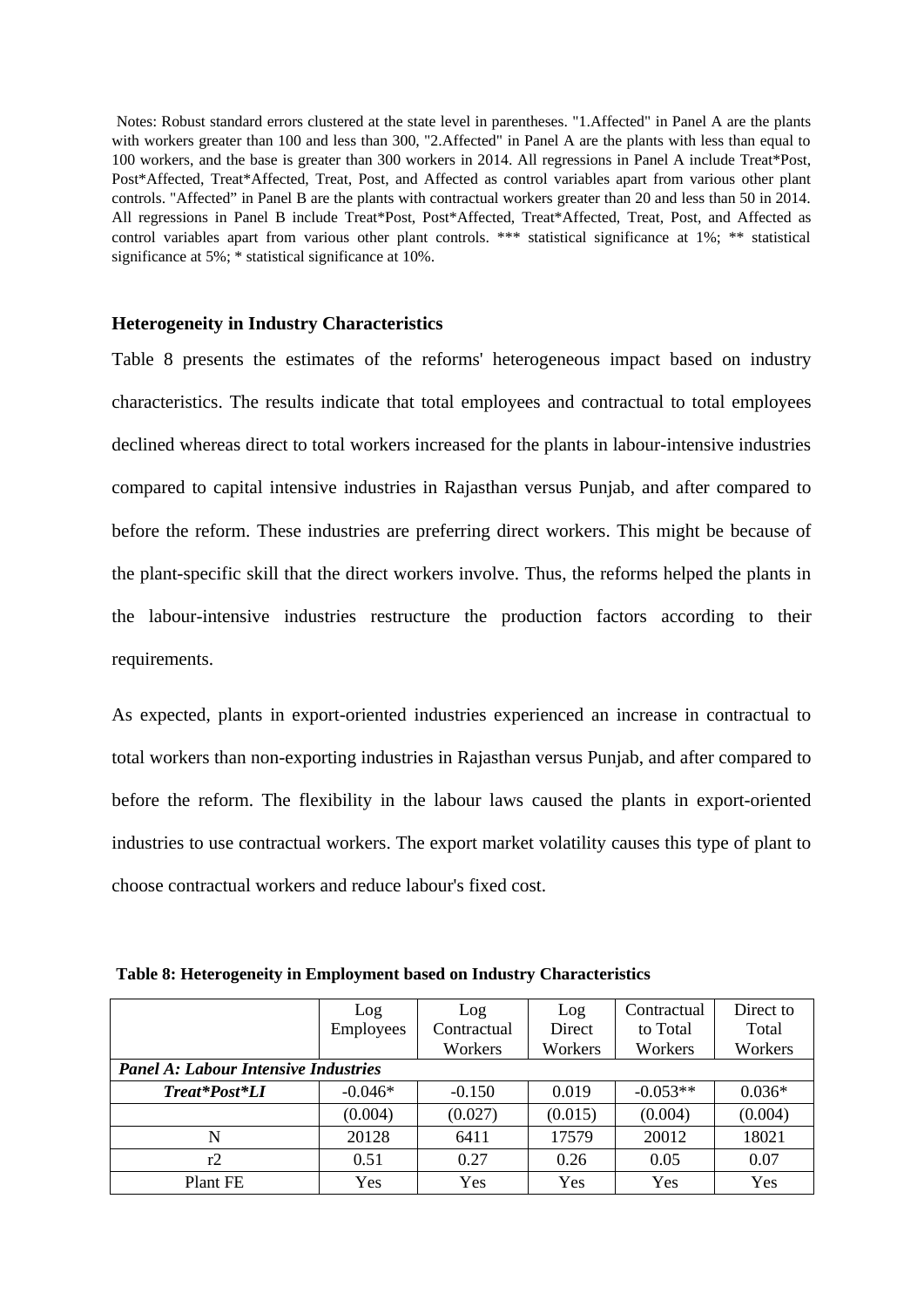Notes: Robust standard errors clustered at the state level in parentheses. "1.Affected" in Panel A are the plants with workers greater than 100 and less than 300, "2.Affected" in Panel A are the plants with less than equal to 100 workers, and the base is greater than 300 workers in 2014. All regressions in Panel A include Treat*Post, Post*Affected, Treat*Affected, Treat, Post, and Affected as control variables apart from various other plant controls. "Affected" in Panel B are the plants with contractual workers greater than 20 and less than 50 in 2014. All regressions in Panel B include Treat*Post, Post*Affected, Treat*Affected, Treat, Post, and Affected as control variables apart from various other plant controls. *** statistical significance at 1%; ** statistical significance at 5%; * statistical significance at 10%.

### Heterogeneity in Industry Characteristics

Table 8 presents the estimates of the reforms' heterogeneous impact based on industry characteristics. The results indicate that total employees and contractual to total employees declined whereas direct to total workers increased for the plants in labour-intensive industries compared to capital intensive industries in Rajasthan versus Punjab, and after compared to before the reform. These industries are preferring direct workers. This might be because of the plant-specific skill that the direct workers involve. Thus, the reforms helped the plants in the labour-intensive industries restructure the production factors according to their requirements.

As expected, plants in export-oriented industries experienced an increase in contractual to total workers than non-exporting industries in Rajasthan versus Punjab, and after compared to before the reform. The flexibility in the labour laws caused the plants in export-oriented industries to use contractual workers. The export market volatility causes this type of plant to choose contractual workers and reduce labour's fixed cost.

**Table 8: Heterogeneity in Employment based on Industry Characteristics**

| | Log Employees | Log Contractual Workers | Log Direct Workers | Contractual to Total Workers | Direct to Total Workers |
|---|---|---|---|---|---|
| ***Panel A: Labour Intensive Industries*** | | | | | |
| ***Treat*Post*LI*** | -0.046* | -0.150 | 0.019 | -0.053** | 0.036* |
| | (0.004) | (0.027) | (0.015) | (0.004) | (0.004) |
| N | 20128 | 6411 | 17579 | 20012 | 18021 |
| r2 | 0.51 | 0.27 | 0.26 | 0.05 | 0.07 |
| Plant FE | Yes | Yes | Yes | Yes | Yes |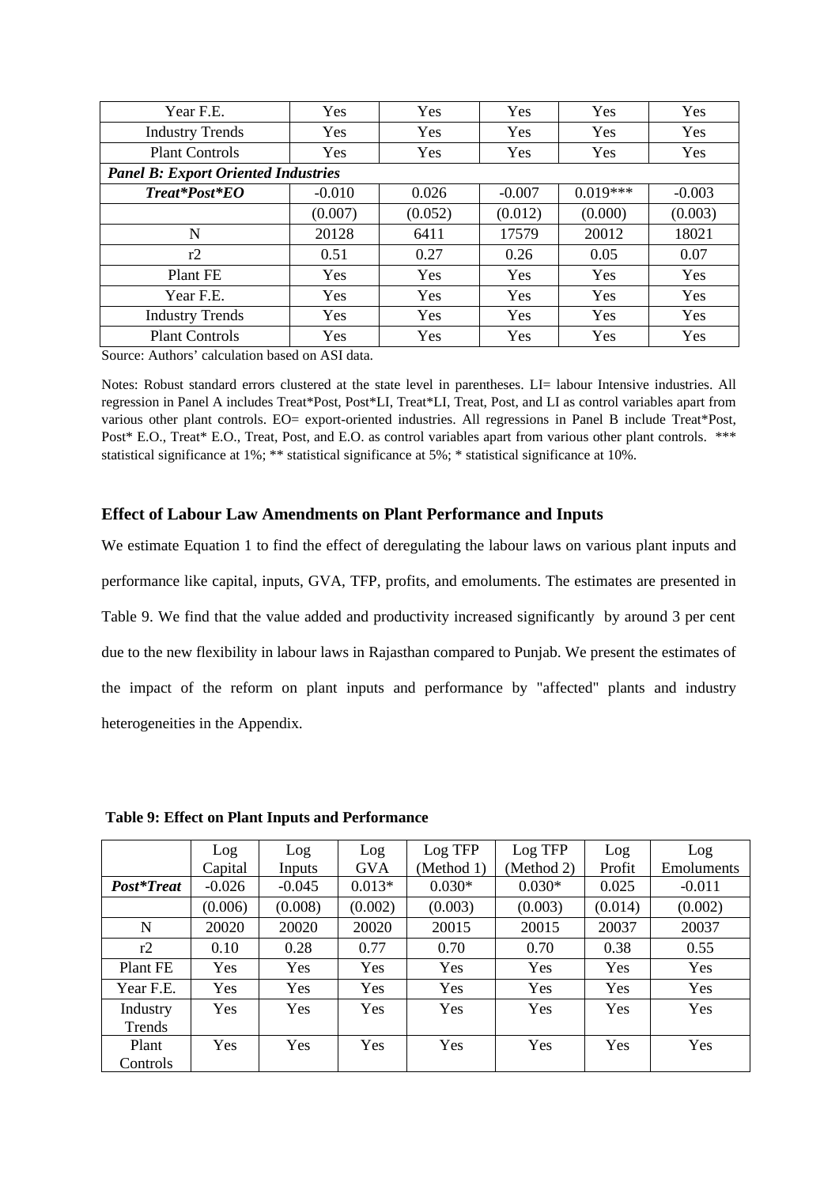| | | | | | |
|---|---|---|---|---|---|
| Year F.E. | Yes | Yes | Yes | Yes | Yes |
| Industry Trends | Yes | Yes | Yes | Yes | Yes |
| Plant Controls | Yes | Yes | Yes | Yes | Yes |
| ***Panel B: Export Oriented Industries*** | | | | | |
| ***Treat*Post*EO*** | -0.010 | 0.026 | -0.007 | 0.019*** | -0.003 |
| | (0.007) | (0.052) | (0.012) | (0.000) | (0.003) |
| N | 20128 | 6411 | 17579 | 20012 | 18021 |
| r2 | 0.51 | 0.27 | 0.26 | 0.05 | 0.07 |
| Plant FE | Yes | Yes | Yes | Yes | Yes |
| Year F.E. | Yes | Yes | Yes | Yes | Yes |
| Industry Trends | Yes | Yes | Yes | Yes | Yes |
| Plant Controls | Yes | Yes | Yes | Yes | Yes |

Source: Authors' calculation based on ASI data.

Notes: Robust standard errors clustered at the state level in parentheses. LI= labour Intensive industries. All regression in Panel A includes Treat*Post, Post*LI, Treat*LI, Treat, Post, and LI as control variables apart from various other plant controls. EO= export-oriented industries. All regressions in Panel B include Treat*Post, Post* E.O., Treat* E.O., Treat, Post, and E.O. as control variables apart from various other plant controls. *** statistical significance at 1%; ** statistical significance at 5%; * statistical significance at 10%.

### Effect of Labour Law Amendments on Plant Performance and Inputs

We estimate Equation 1 to find the effect of deregulating the labour laws on various plant inputs and performance like capital, inputs, GVA, TFP, profits, and emoluments. The estimates are presented in Table 9. We find that the value added and productivity increased significantly by around 3 per cent due to the new flexibility in labour laws in Rajasthan compared to Punjab. We present the estimates of the impact of the reform on plant inputs and performance by "affected" plants and industry heterogeneities in the Appendix.

**Table 9: Effect on Plant Inputs and Performance**

| | Log Capital | Log Inputs | Log GVA | Log TFP (Method 1) | Log TFP (Method 2) | Log Profit | Log Emoluments |
|---|---|---|---|---|---|---|---|
| ***Post*Treat*** | -0.026 | -0.045 | 0.013* | 0.030* | 0.030* | 0.025 | -0.011 |
| | (0.006) | (0.008) | (0.002) | (0.003) | (0.003) | (0.014) | (0.002) |
| N | 20020 | 20020 | 20020 | 20015 | 20015 | 20037 | 20037 |
| r2 | 0.10 | 0.28 | 0.77 | 0.70 | 0.70 | 0.38 | 0.55 |
| Plant FE | Yes | Yes | Yes | Yes | Yes | Yes | Yes |
| Year F.E. | Yes | Yes | Yes | Yes | Yes | Yes | Yes |
| Industry Trends | Yes | Yes | Yes | Yes | Yes | Yes | Yes |
| Plant Controls | Yes | Yes | Yes | Yes | Yes | Yes | Yes |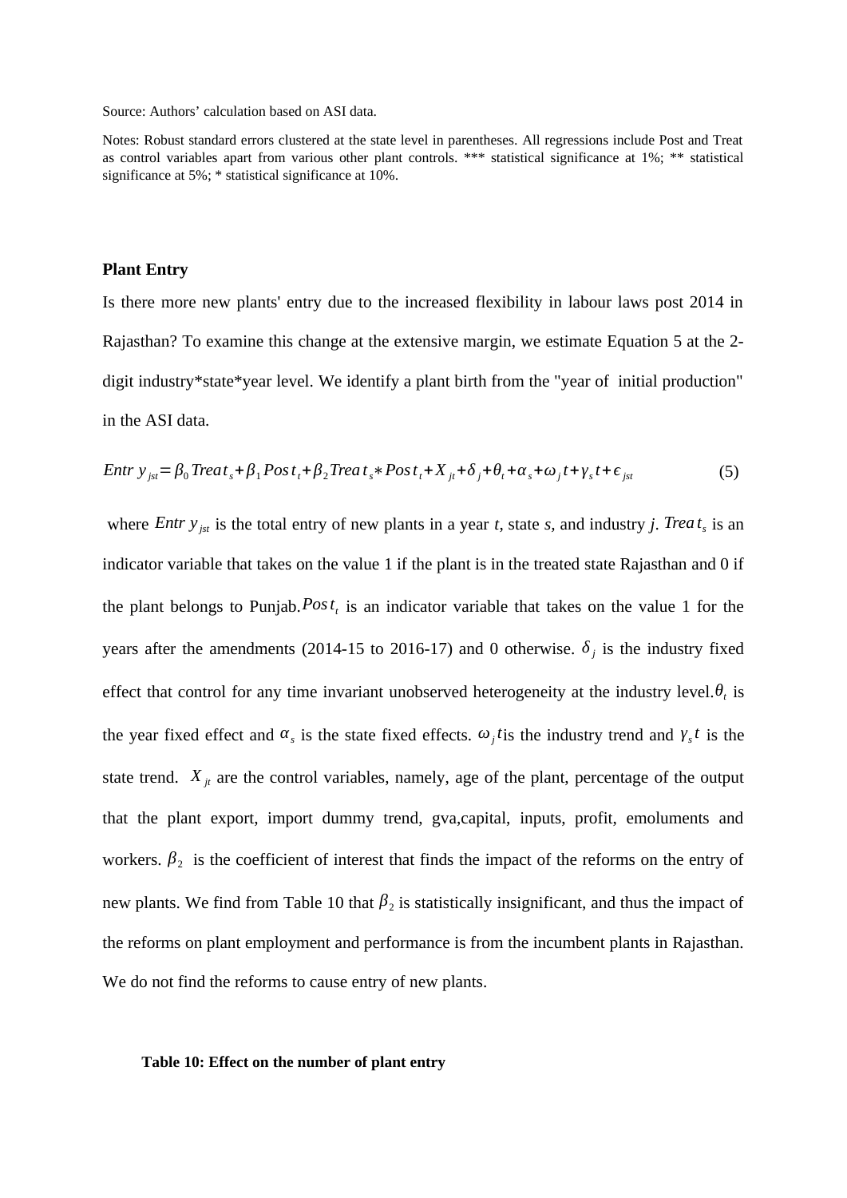Source: Authors' calculation based on ASI data.

Notes: Robust standard errors clustered at the state level in parentheses. All regressions include Post and Treat as control variables apart from various other plant controls. *** statistical significance at 1%; ** statistical significance at 5%; * statistical significance at 10%.

**Plant Entry**

Is there more new plants' entry due to the increased flexibility in labour laws post 2014 in Rajasthan? To examine this change at the extensive margin, we estimate Equation 5 at the 2-digit industry*state*year level. We identify a plant birth from the "year of initial production" in the ASI data.

$$Entry_{jst} = \beta_0 Treat_s + \beta_1 Post_t + \beta_2 Treat_s * Post_t + X_{jt} + \delta_j + \theta_t + \alpha_s + \omega_j t + \gamma_s t + \epsilon_{jst} \quad (5)$$

where $Entry_{jst}$ is the total entry of new plants in a year *t*, state *s*, and industry *j*. $Treat_s$ is an indicator variable that takes on the value 1 if the plant is in the treated state Rajasthan and 0 if the plant belongs to Punjab. $Post_t$ is an indicator variable that takes on the value 1 for the years after the amendments (2014-15 to 2016-17) and 0 otherwise. $\delta_j$ is the industry fixed effect that control for any time invariant unobserved heterogeneity at the industry level. $\theta_t$ is the year fixed effect and $\alpha_s$ is the state fixed effects. $\omega_j t$ is the industry trend and $\gamma_s t$ is the state trend. $X_{jt}$ are the control variables, namely, age of the plant, percentage of the output that the plant export, import dummy trend, gva,capital, inputs, profit, emoluments and workers. $\beta_2$ is the coefficient of interest that finds the impact of the reforms on the entry of new plants. We find from Table 10 that $\beta_2$ is statistically insignificant, and thus the impact of the reforms on plant employment and performance is from the incumbent plants in Rajasthan. We do not find the reforms to cause entry of new plants.

**Table 10: Effect on the number of plant entry**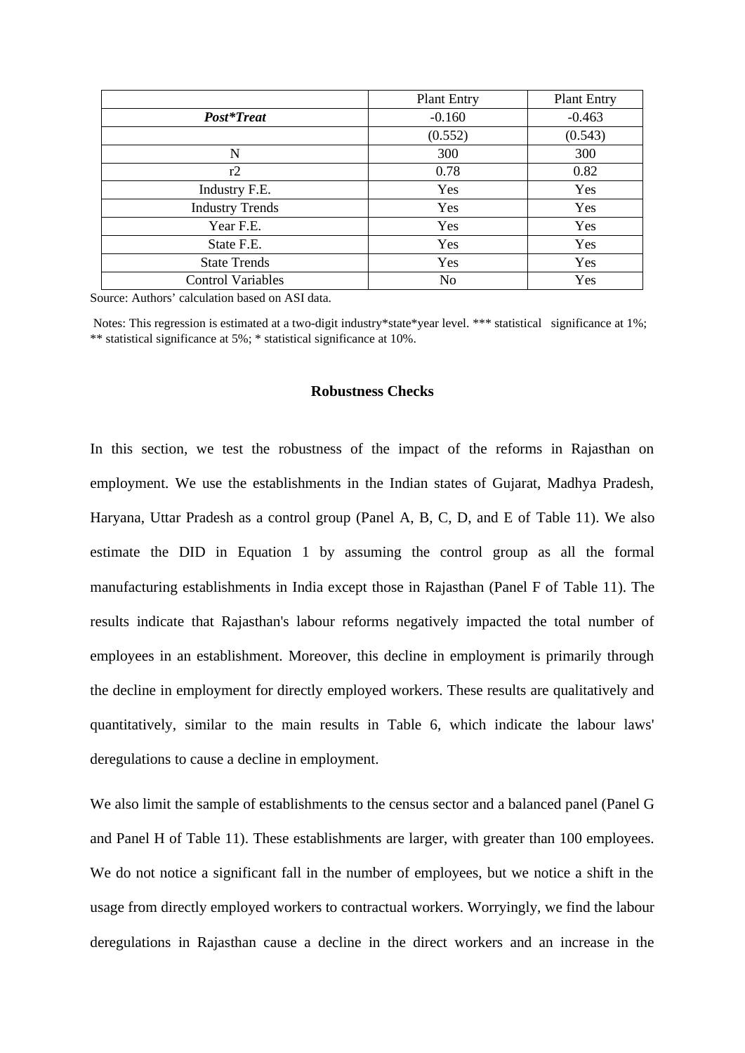| | Plant Entry | Plant Entry |
|---|---|---|
| ***Post*Treat*** | -0.160 | -0.463 |
| | (0.552) | (0.543) |
| N | 300 | 300 |
| r2 | 0.78 | 0.82 |
| Industry F.E. | Yes | Yes |
| Industry Trends | Yes | Yes |
| Year F.E. | Yes | Yes |
| State F.E. | Yes | Yes |
| State Trends | Yes | Yes |
| Control Variables | No | Yes |

Source: Authors' calculation based on ASI data.

Notes: This regression is estimated at a two-digit industry*state*year level. *** statistical significance at 1%; ** statistical significance at 5%; * statistical significance at 10%.

### Robustness Checks

In this section, we test the robustness of the impact of the reforms in Rajasthan on employment. We use the establishments in the Indian states of Gujarat, Madhya Pradesh, Haryana, Uttar Pradesh as a control group (Panel A, B, C, D, and E of Table 11). We also estimate the DID in Equation 1 by assuming the control group as all the formal manufacturing establishments in India except those in Rajasthan (Panel F of Table 11). The results indicate that Rajasthan's labour reforms negatively impacted the total number of employees in an establishment. Moreover, this decline in employment is primarily through the decline in employment for directly employed workers. These results are qualitatively and quantitatively, similar to the main results in Table 6, which indicate the labour laws' deregulations to cause a decline in employment.

We also limit the sample of establishments to the census sector and a balanced panel (Panel G and Panel H of Table 11). These establishments are larger, with greater than 100 employees. We do not notice a significant fall in the number of employees, but we notice a shift in the usage from directly employed workers to contractual workers. Worryingly, we find the labour deregulations in Rajasthan cause a decline in the direct workers and an increase in the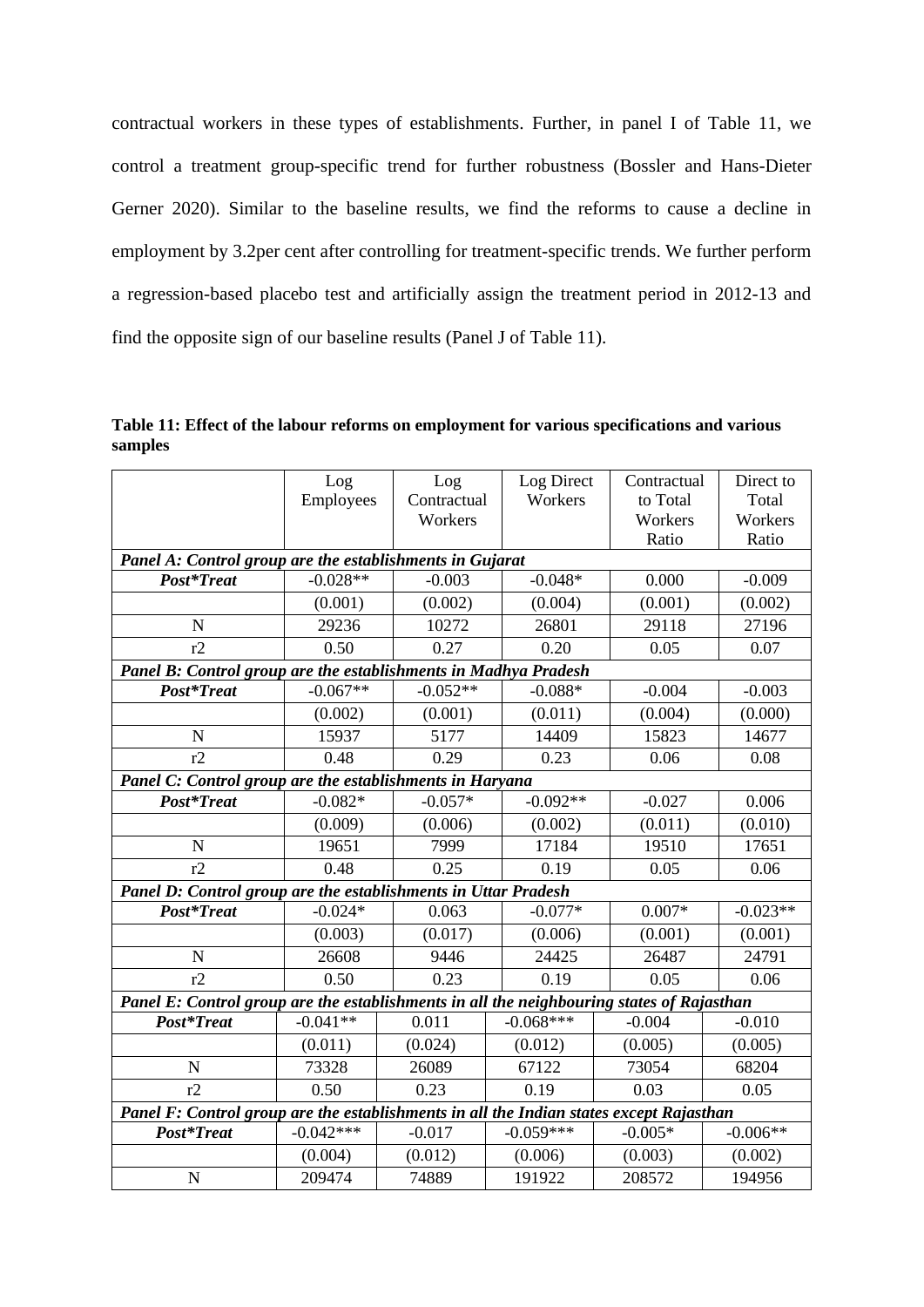contractual workers in these types of establishments. Further, in panel I of Table 11, we control a treatment group-specific trend for further robustness (Bossler and Hans-Dieter Gerner 2020). Similar to the baseline results, we find the reforms to cause a decline in employment by 3.2per cent after controlling for treatment-specific trends. We further perform a regression-based placebo test and artificially assign the treatment period in 2012-13 and find the opposite sign of our baseline results (Panel J of Table 11).

**Table 11: Effect of the labour reforms on employment for various specifications and various samples**

| | Log Employees | Log Contractual Workers | Log Direct Workers | Contractual to Total Workers Ratio | Direct to Total Workers Ratio |
|---|---|---|---|---|---|
| ***Panel A: Control group are the establishments in Gujarat*** | | | | | |
| ***Post*Treat*** | -0.028** | -0.003 | -0.048* | 0.000 | -0.009 |
| | (0.001) | (0.002) | (0.004) | (0.001) | (0.002) |
| N | 29236 | 10272 | 26801 | 29118 | 27196 |
| r2 | 0.50 | 0.27 | 0.20 | 0.05 | 0.07 |
| ***Panel B: Control group are the establishments in Madhya Pradesh*** | | | | | |
| ***Post*Treat*** | -0.067** | -0.052** | -0.088* | -0.004 | -0.003 |
| | (0.002) | (0.001) | (0.011) | (0.004) | (0.000) |
| N | 15937 | 5177 | 14409 | 15823 | 14677 |
| r2 | 0.48 | 0.29 | 0.23 | 0.06 | 0.08 |
| ***Panel C: Control group are the establishments in Haryana*** | | | | | |
| ***Post*Treat*** | -0.082* | -0.057* | -0.092** | -0.027 | 0.006 |
| | (0.009) | (0.006) | (0.002) | (0.011) | (0.010) |
| N | 19651 | 7999 | 17184 | 19510 | 17651 |
| r2 | 0.48 | 0.25 | 0.19 | 0.05 | 0.06 |
| ***Panel D: Control group are the establishments in Uttar Pradesh*** | | | | | |
| ***Post*Treat*** | -0.024* | 0.063 | -0.077* | 0.007* | -0.023** |
| | (0.003) | (0.017) | (0.006) | (0.001) | (0.001) |
| N | 26608 | 9446 | 24425 | 26487 | 24791 |
| r2 | 0.50 | 0.23 | 0.19 | 0.05 | 0.06 |
| ***Panel E: Control group are the establishments in all the neighbouring states of Rajasthan*** | | | | | |
| ***Post*Treat*** | -0.041** | 0.011 | -0.068*** | -0.004 | -0.010 |
| | (0.011) | (0.024) | (0.012) | (0.005) | (0.005) |
| N | 73328 | 26089 | 67122 | 73054 | 68204 |
| r2 | 0.50 | 0.23 | 0.19 | 0.03 | 0.05 |
| ***Panel F: Control group are the establishments in all the Indian states except Rajasthan*** | | | | | |
| ***Post*Treat*** | -0.042*** | -0.017 | -0.059*** | -0.005* | -0.006** |
| | (0.004) | (0.012) | (0.006) | (0.003) | (0.002) |
| N | 209474 | 74889 | 191922 | 208572 | 194956 |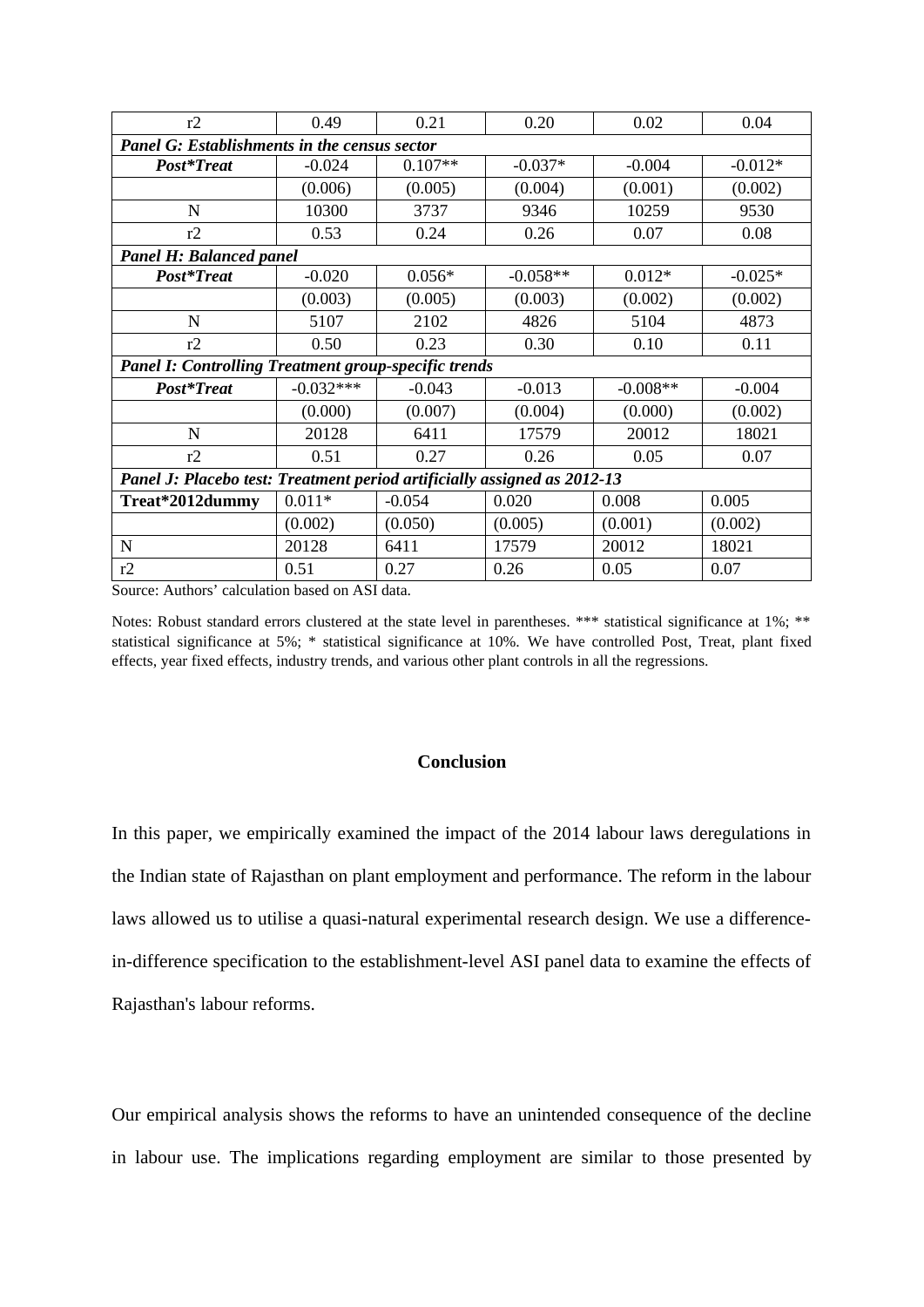| r2 | 0.49 | 0.21 | 0.20 | 0.02 | 0.04 |
|---|---|---|---|---|---|
| ***Panel G: Establishments in the census sector*** | | | | | |
| ***Post*Treat*** | -0.024 | 0.107** | -0.037* | -0.004 | -0.012* |
| | (0.006) | (0.005) | (0.004) | (0.001) | (0.002) |
| N | 10300 | 3737 | 9346 | 10259 | 9530 |
| r2 | 0.53 | 0.24 | 0.26 | 0.07 | 0.08 |
| ***Panel H: Balanced panel*** | | | | | |
| ***Post*Treat*** | -0.020 | 0.056* | -0.058** | 0.012* | -0.025* |
| | (0.003) | (0.005) | (0.003) | (0.002) | (0.002) |
| N | 5107 | 2102 | 4826 | 5104 | 4873 |
| r2 | 0.50 | 0.23 | 0.30 | 0.10 | 0.11 |
| ***Panel I: Controlling Treatment group-specific trends*** | | | | | |
| ***Post*Treat*** | -0.032*** | -0.043 | -0.013 | -0.008** | -0.004 |
| | (0.000) | (0.007) | (0.004) | (0.000) | (0.002) |
| N | 20128 | 6411 | 17579 | 20012 | 18021 |
| r2 | 0.51 | 0.27 | 0.26 | 0.05 | 0.07 |
| ***Panel J: Placebo test: Treatment period artificially assigned as 2012-13*** | | | | | |
| **Treat*2012dummy** | 0.011* | -0.054 | 0.020 | 0.008 | 0.005 |
| | (0.002) | (0.050) | (0.005) | (0.001) | (0.002) |
| N | 20128 | 6411 | 17579 | 20012 | 18021 |
| r2 | 0.51 | 0.27 | 0.26 | 0.05 | 0.07 |

Source: Authors' calculation based on ASI data.

Notes: Robust standard errors clustered at the state level in parentheses. *** statistical significance at 1%; ** statistical significance at 5%; * statistical significance at 10%. We have controlled Post, Treat, plant fixed effects, year fixed effects, industry trends, and various other plant controls in all the regressions.

## Conclusion

In this paper, we empirically examined the impact of the 2014 labour laws deregulations in the Indian state of Rajasthan on plant employment and performance. The reform in the labour laws allowed us to utilise a quasi-natural experimental research design. We use a difference-in-difference specification to the establishment-level ASI panel data to examine the effects of Rajasthan's labour reforms.

Our empirical analysis shows the reforms to have an unintended consequence of the decline in labour use. The implications regarding employment are similar to those presented by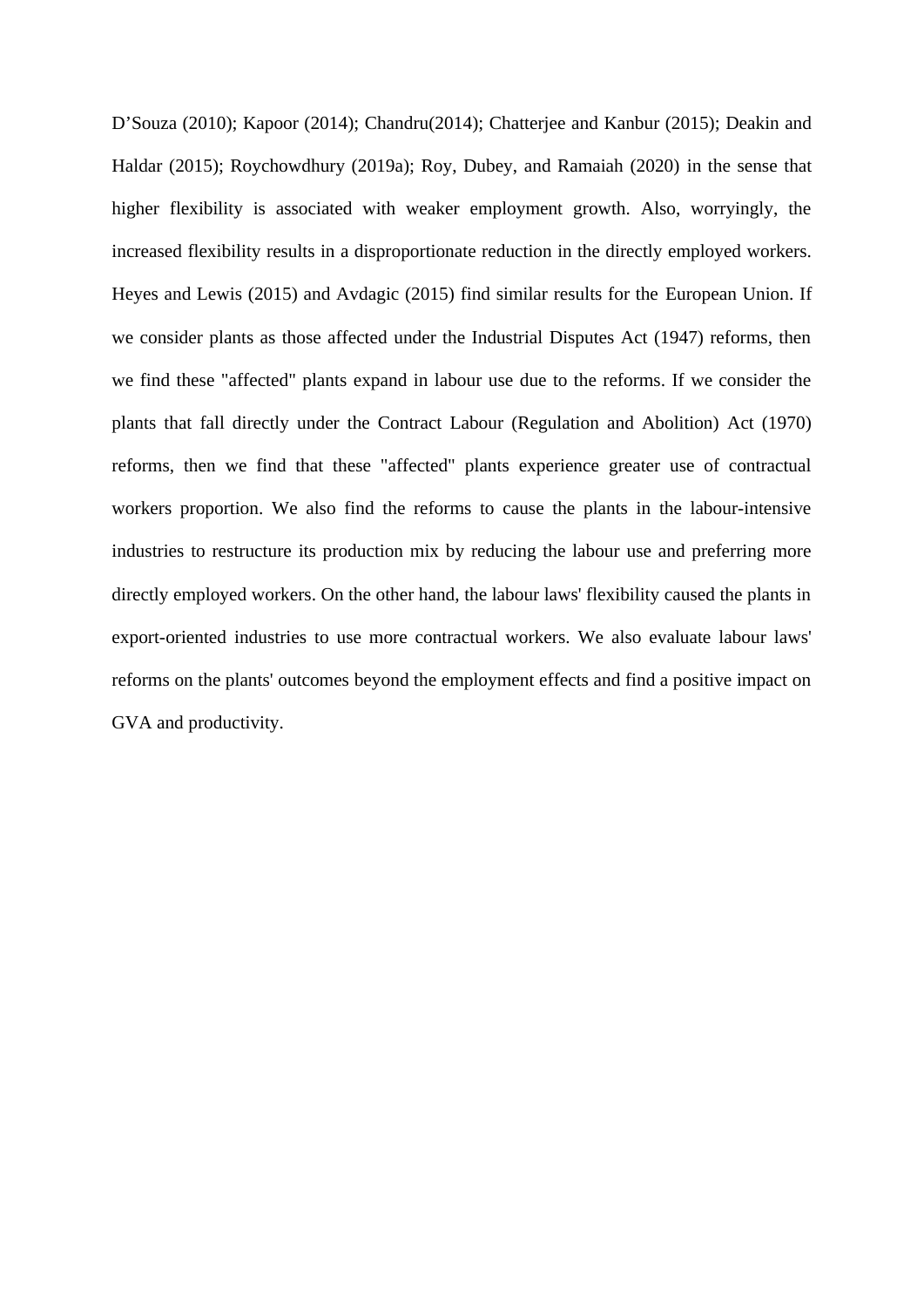D’Souza (2010); Kapoor (2014); Chandru(2014); Chatterjee and Kanbur (2015); Deakin and Haldar (2015); Roychowdhury (2019a); Roy, Dubey, and Ramaiah (2020) in the sense that higher flexibility is associated with weaker employment growth. Also, worryingly, the increased flexibility results in a disproportionate reduction in the directly employed workers. Heyes and Lewis (2015) and Avdagic (2015) find similar results for the European Union. If we consider plants as those affected under the Industrial Disputes Act (1947) reforms, then we find these "affected" plants expand in labour use due to the reforms. If we consider the plants that fall directly under the Contract Labour (Regulation and Abolition) Act (1970) reforms, then we find that these "affected" plants experience greater use of contractual workers proportion. We also find the reforms to cause the plants in the labour-intensive industries to restructure its production mix by reducing the labour use and preferring more directly employed workers. On the other hand, the labour laws' flexibility caused the plants in export-oriented industries to use more contractual workers. We also evaluate labour laws' reforms on the plants' outcomes beyond the employment effects and find a positive impact on GVA and productivity.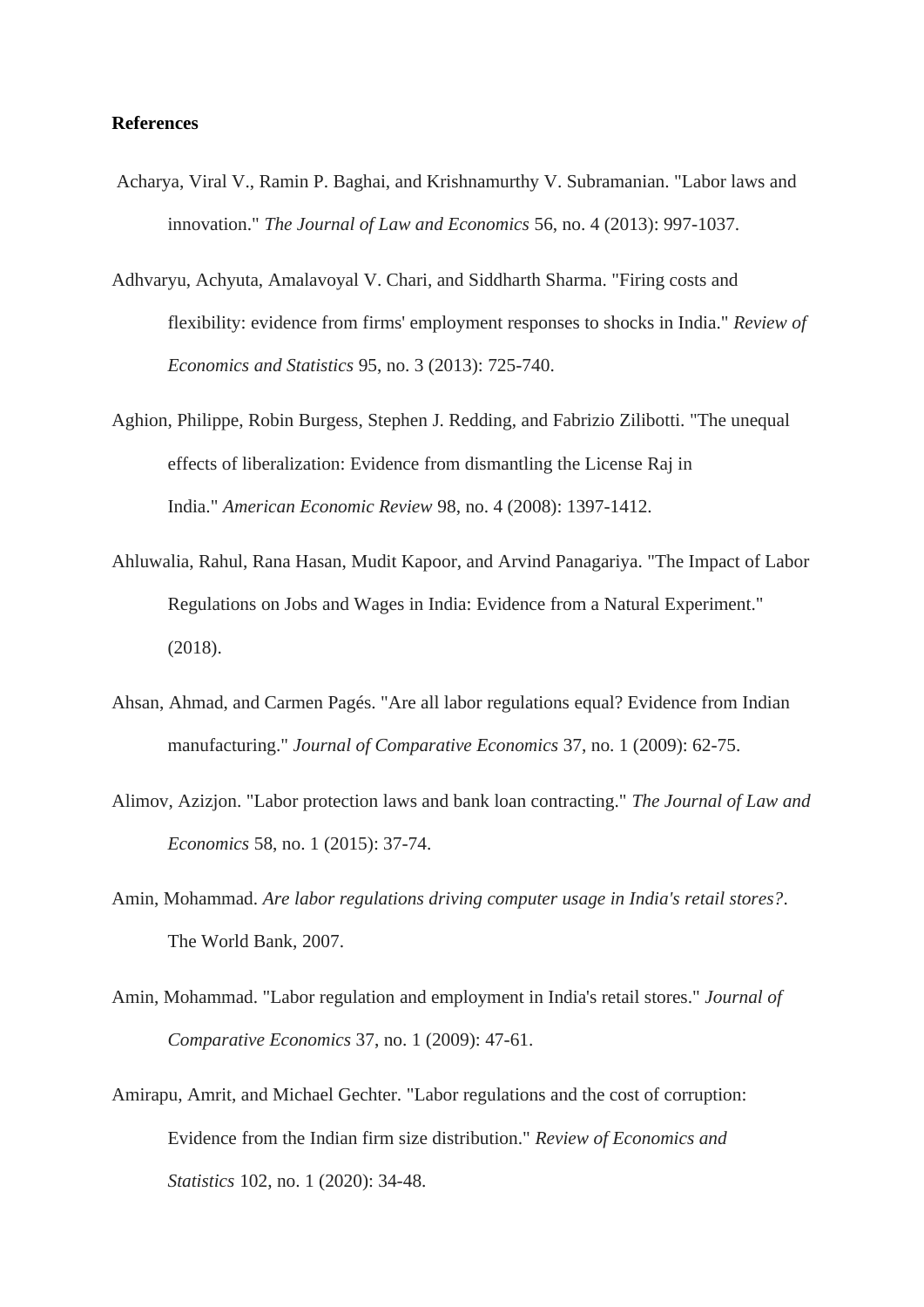**References**

Acharya, Viral V., Ramin P. Baghai, and Krishnamurthy V. Subramanian. "Labor laws and innovation." *The Journal of Law and Economics* 56, no. 4 (2013): 997-1037.

Adhvaryu, Achyuta, Amalavoyal V. Chari, and Siddharth Sharma. "Firing costs and flexibility: evidence from firms' employment responses to shocks in India." *Review of Economics and Statistics* 95, no. 3 (2013): 725-740.

Aghion, Philippe, Robin Burgess, Stephen J. Redding, and Fabrizio Zilibotti. "The unequal effects of liberalization: Evidence from dismantling the License Raj in India." *American Economic Review* 98, no. 4 (2008): 1397-1412.

Ahluwalia, Rahul, Rana Hasan, Mudit Kapoor, and Arvind Panagariya. "The Impact of Labor Regulations on Jobs and Wages in India: Evidence from a Natural Experiment." (2018).

Ahsan, Ahmad, and Carmen Pagés. "Are all labor regulations equal? Evidence from Indian manufacturing." *Journal of Comparative Economics* 37, no. 1 (2009): 62-75.

Alimov, Azizjon. "Labor protection laws and bank loan contracting." *The Journal of Law and Economics* 58, no. 1 (2015): 37-74.

Amin, Mohammad. *Are labor regulations driving computer usage in India's retail stores?*. The World Bank, 2007.

Amin, Mohammad. "Labor regulation and employment in India's retail stores." *Journal of Comparative Economics* 37, no. 1 (2009): 47-61.

Amirapu, Amrit, and Michael Gechter. "Labor regulations and the cost of corruption: Evidence from the Indian firm size distribution." *Review of Economics and Statistics* 102, no. 1 (2020): 34-48.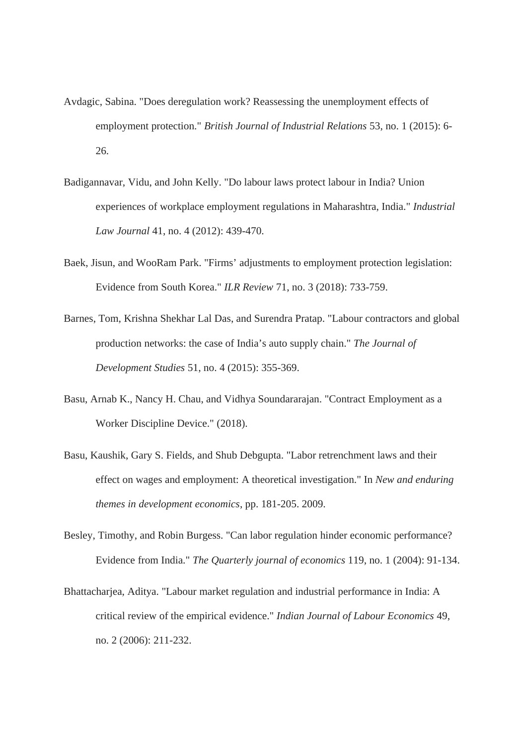Avdagic, Sabina. "Does deregulation work? Reassessing the unemployment effects of employment protection." *British Journal of Industrial Relations* 53, no. 1 (2015): 6-26.

Badigannavar, Vidu, and John Kelly. "Do labour laws protect labour in India? Union experiences of workplace employment regulations in Maharashtra, India." *Industrial Law Journal* 41, no. 4 (2012): 439-470.

Baek, Jisun, and WooRam Park. "Firms’ adjustments to employment protection legislation: Evidence from South Korea." *ILR Review* 71, no. 3 (2018): 733-759.

Barnes, Tom, Krishna Shekhar Lal Das, and Surendra Pratap. "Labour contractors and global production networks: the case of India’s auto supply chain." *The Journal of Development Studies* 51, no. 4 (2015): 355-369.

Basu, Arnab K., Nancy H. Chau, and Vidhya Soundararajan. "Contract Employment as a Worker Discipline Device." (2018).

Basu, Kaushik, Gary S. Fields, and Shub Debgupta. "Labor retrenchment laws and their effect on wages and employment: A theoretical investigation." In *New and enduring themes in development economics*, pp. 181-205. 2009.

Besley, Timothy, and Robin Burgess. "Can labor regulation hinder economic performance? Evidence from India." *The Quarterly journal of economics* 119, no. 1 (2004): 91-134.

Bhattacharjea, Aditya. "Labour market regulation and industrial performance in India: A critical review of the empirical evidence." *Indian Journal of Labour Economics* 49, no. 2 (2006): 211-232.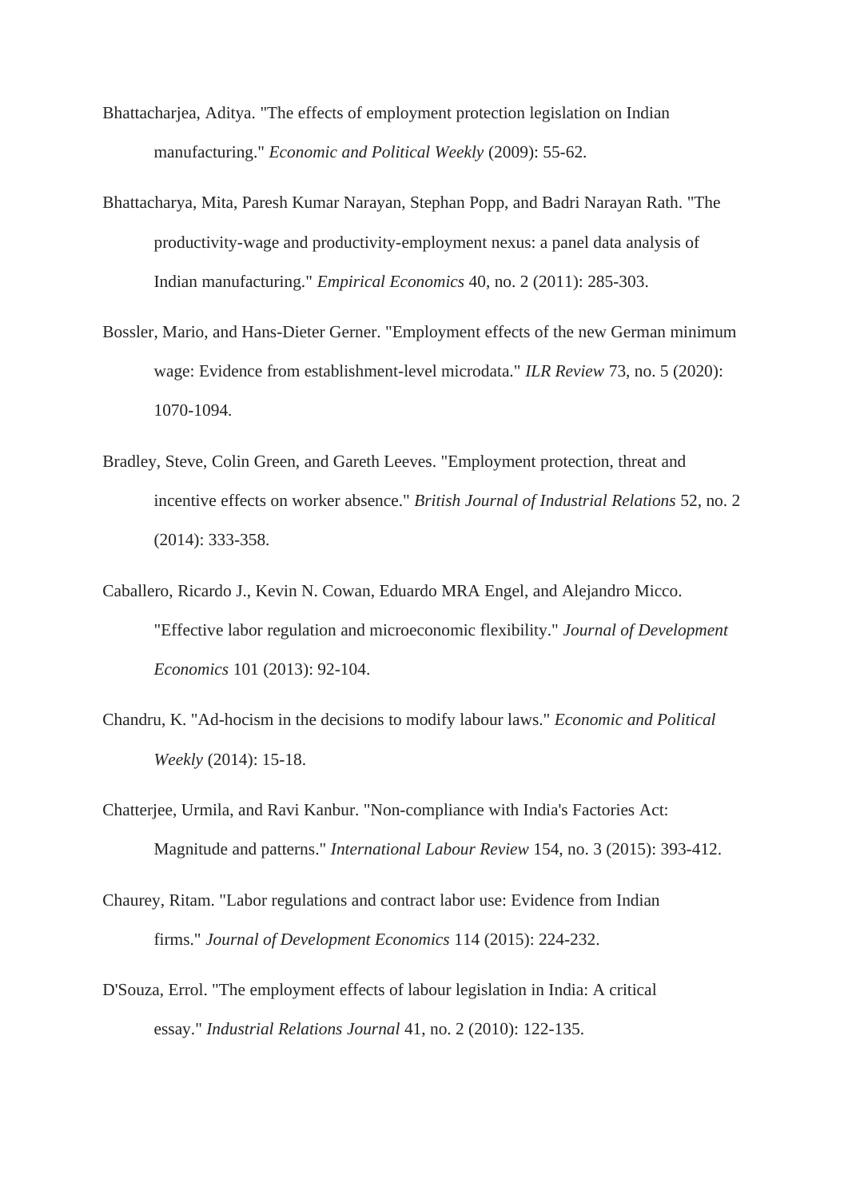Bhattacharjea, Aditya. "The effects of employment protection legislation on Indian manufacturing." *Economic and Political Weekly* (2009): 55-62.

Bhattacharya, Mita, Paresh Kumar Narayan, Stephan Popp, and Badri Narayan Rath. "The productivity-wage and productivity-employment nexus: a panel data analysis of Indian manufacturing." *Empirical Economics* 40, no. 2 (2011): 285-303.

Bossler, Mario, and Hans-Dieter Gerner. "Employment effects of the new German minimum wage: Evidence from establishment-level microdata." *ILR Review* 73, no. 5 (2020): 1070-1094.

Bradley, Steve, Colin Green, and Gareth Leeves. "Employment protection, threat and incentive effects on worker absence." *British Journal of Industrial Relations* 52, no. 2 (2014): 333-358.

Caballero, Ricardo J., Kevin N. Cowan, Eduardo MRA Engel, and Alejandro Micco. "Effective labor regulation and microeconomic flexibility." *Journal of Development Economics* 101 (2013): 92-104.

Chandru, K. "Ad-hocism in the decisions to modify labour laws." *Economic and Political Weekly* (2014): 15-18.

Chatterjee, Urmila, and Ravi Kanbur. "Non-compliance with India's Factories Act: Magnitude and patterns." *International Labour Review* 154, no. 3 (2015): 393-412.

Chaurey, Ritam. "Labor regulations and contract labor use: Evidence from Indian firms." *Journal of Development Economics* 114 (2015): 224-232.

D'Souza, Errol. "The employment effects of labour legislation in India: A critical essay." *Industrial Relations Journal* 41, no. 2 (2010): 122-135.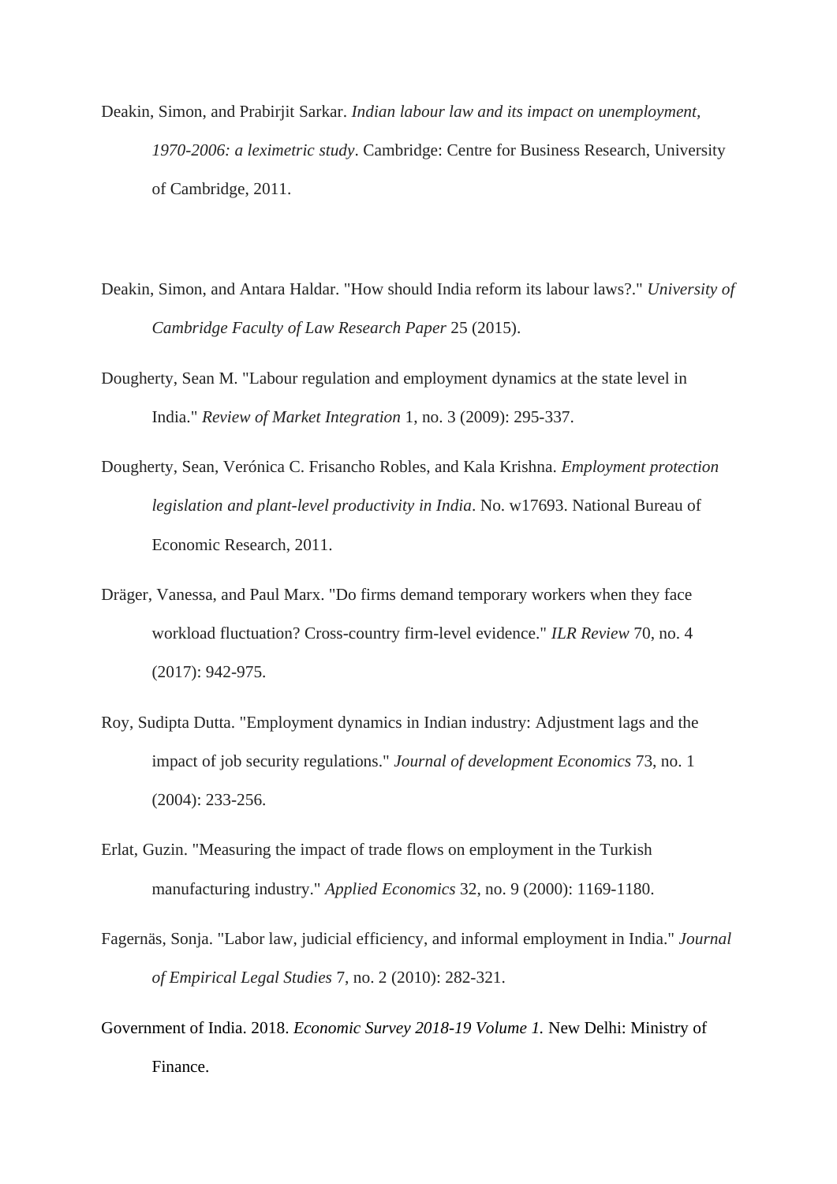Deakin, Simon, and Prabirjit Sarkar. *Indian labour law and its impact on unemployment, 1970-2006: a leximetric study*. Cambridge: Centre for Business Research, University of Cambridge, 2011.

Deakin, Simon, and Antara Haldar. "How should India reform its labour laws?." *University of Cambridge Faculty of Law Research Paper* 25 (2015).

Dougherty, Sean M. "Labour regulation and employment dynamics at the state level in India." *Review of Market Integration* 1, no. 3 (2009): 295-337.

Dougherty, Sean, Verónica C. Frisancho Robles, and Kala Krishna. *Employment protection legislation and plant-level productivity in India*. No. w17693. National Bureau of Economic Research, 2011.

Dräger, Vanessa, and Paul Marx. "Do firms demand temporary workers when they face workload fluctuation? Cross-country firm-level evidence." *ILR Review* 70, no. 4 (2017): 942-975.

Roy, Sudipta Dutta. "Employment dynamics in Indian industry: Adjustment lags and the impact of job security regulations." *Journal of development Economics* 73, no. 1 (2004): 233-256.

Erlat, Guzin. "Measuring the impact of trade flows on employment in the Turkish manufacturing industry." *Applied Economics* 32, no. 9 (2000): 1169-1180.

Fagernäs, Sonja. "Labor law, judicial efficiency, and informal employment in India." *Journal of Empirical Legal Studies* 7, no. 2 (2010): 282-321.

Government of India. 2018. *Economic Survey 2018-19 Volume 1.* New Delhi: Ministry of Finance.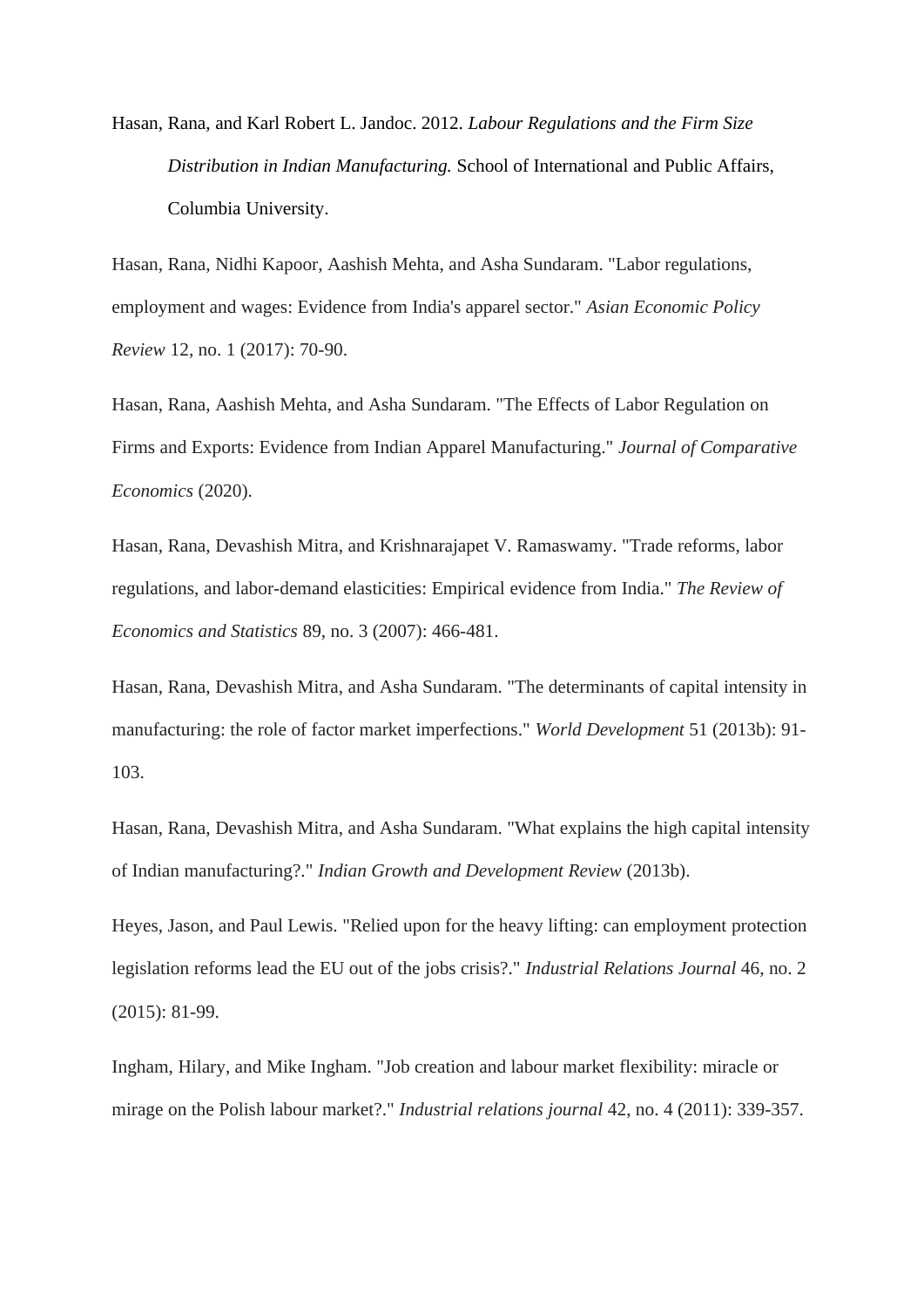Hasan, Rana, and Karl Robert L. Jandoc. 2012. *Labour Regulations and the Firm Size Distribution in Indian Manufacturing.* School of International and Public Affairs, Columbia University.

Hasan, Rana, Nidhi Kapoor, Aashish Mehta, and Asha Sundaram. "Labor regulations, employment and wages: Evidence from India's apparel sector." *Asian Economic Policy Review* 12, no. 1 (2017): 70-90.

Hasan, Rana, Aashish Mehta, and Asha Sundaram. "The Effects of Labor Regulation on Firms and Exports: Evidence from Indian Apparel Manufacturing." *Journal of Comparative Economics* (2020).

Hasan, Rana, Devashish Mitra, and Krishnarajapet V. Ramaswamy. "Trade reforms, labor regulations, and labor-demand elasticities: Empirical evidence from India." *The Review of Economics and Statistics* 89, no. 3 (2007): 466-481.

Hasan, Rana, Devashish Mitra, and Asha Sundaram. "The determinants of capital intensity in manufacturing: the role of factor market imperfections." *World Development* 51 (2013b): 91-103.

Hasan, Rana, Devashish Mitra, and Asha Sundaram. "What explains the high capital intensity of Indian manufacturing?." *Indian Growth and Development Review* (2013b).

Heyes, Jason, and Paul Lewis. "Relied upon for the heavy lifting: can employment protection legislation reforms lead the EU out of the jobs crisis?." *Industrial Relations Journal* 46, no. 2 (2015): 81-99.

Ingham, Hilary, and Mike Ingham. "Job creation and labour market flexibility: miracle or mirage on the Polish labour market?." *Industrial relations journal* 42, no. 4 (2011): 339-357.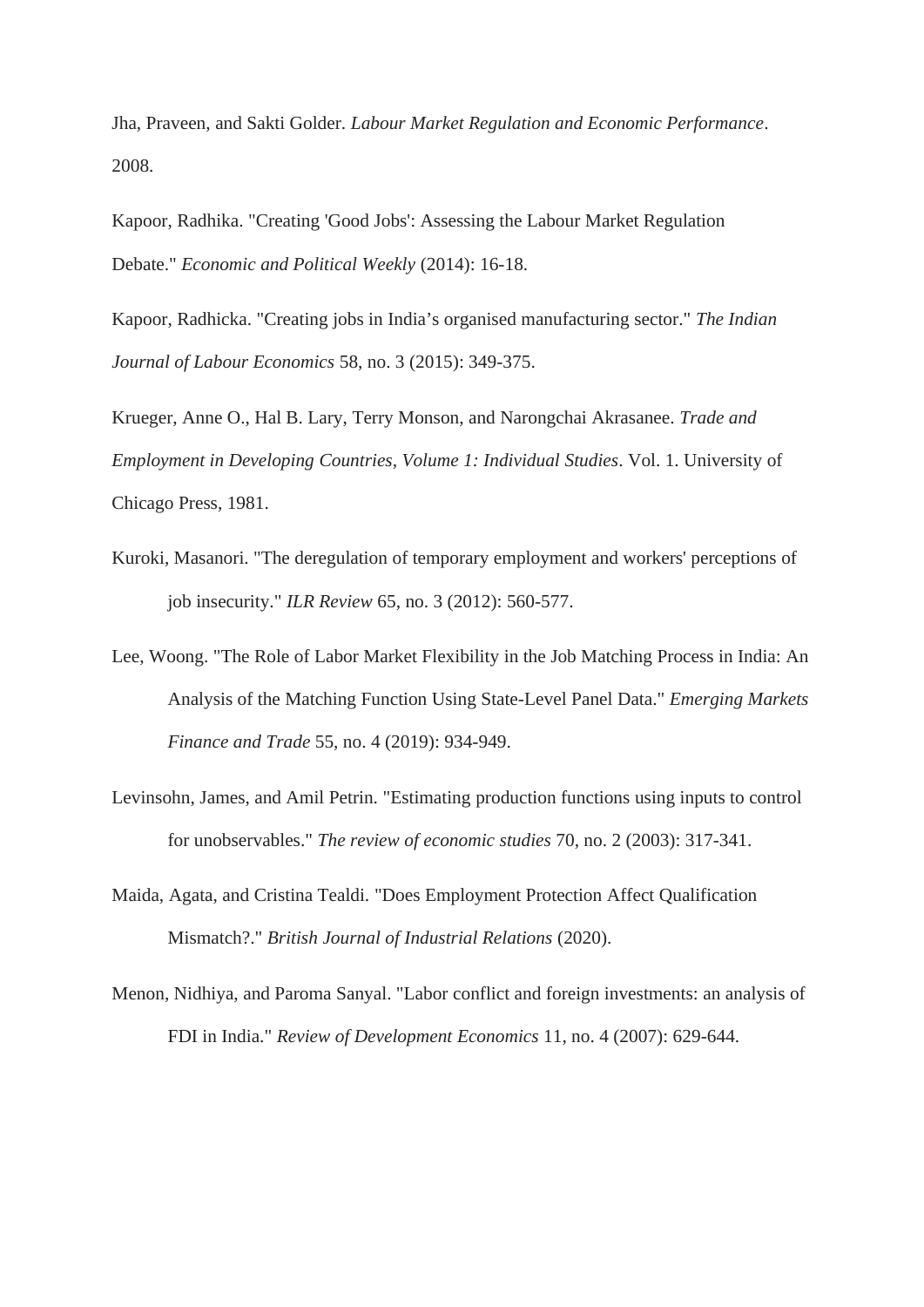Jha, Praveen, and Sakti Golder. *Labour Market Regulation and Economic Performance*. 2008.

Kapoor, Radhika. "Creating 'Good Jobs': Assessing the Labour Market Regulation Debate." *Economic and Political Weekly* (2014): 16-18.

Kapoor, Radhicka. "Creating jobs in India's organised manufacturing sector." *The Indian Journal of Labour Economics* 58, no. 3 (2015): 349-375.

Krueger, Anne O., Hal B. Lary, Terry Monson, and Narongchai Akrasanee. *Trade and Employment in Developing Countries, Volume 1: Individual Studies*. Vol. 1. University of Chicago Press, 1981.

Kuroki, Masanori. "The deregulation of temporary employment and workers' perceptions of job insecurity." *ILR Review* 65, no. 3 (2012): 560-577.

Lee, Woong. "The Role of Labor Market Flexibility in the Job Matching Process in India: An Analysis of the Matching Function Using State-Level Panel Data." *Emerging Markets Finance and Trade* 55, no. 4 (2019): 934-949.

Levinsohn, James, and Amil Petrin. "Estimating production functions using inputs to control for unobservables." *The review of economic studies* 70, no. 2 (2003): 317-341.

Maida, Agata, and Cristina Tealdi. "Does Employment Protection Affect Qualification Mismatch?." *British Journal of Industrial Relations* (2020).

Menon, Nidhiya, and Paroma Sanyal. "Labor conflict and foreign investments: an analysis of FDI in India." *Review of Development Economics* 11, no. 4 (2007): 629-644.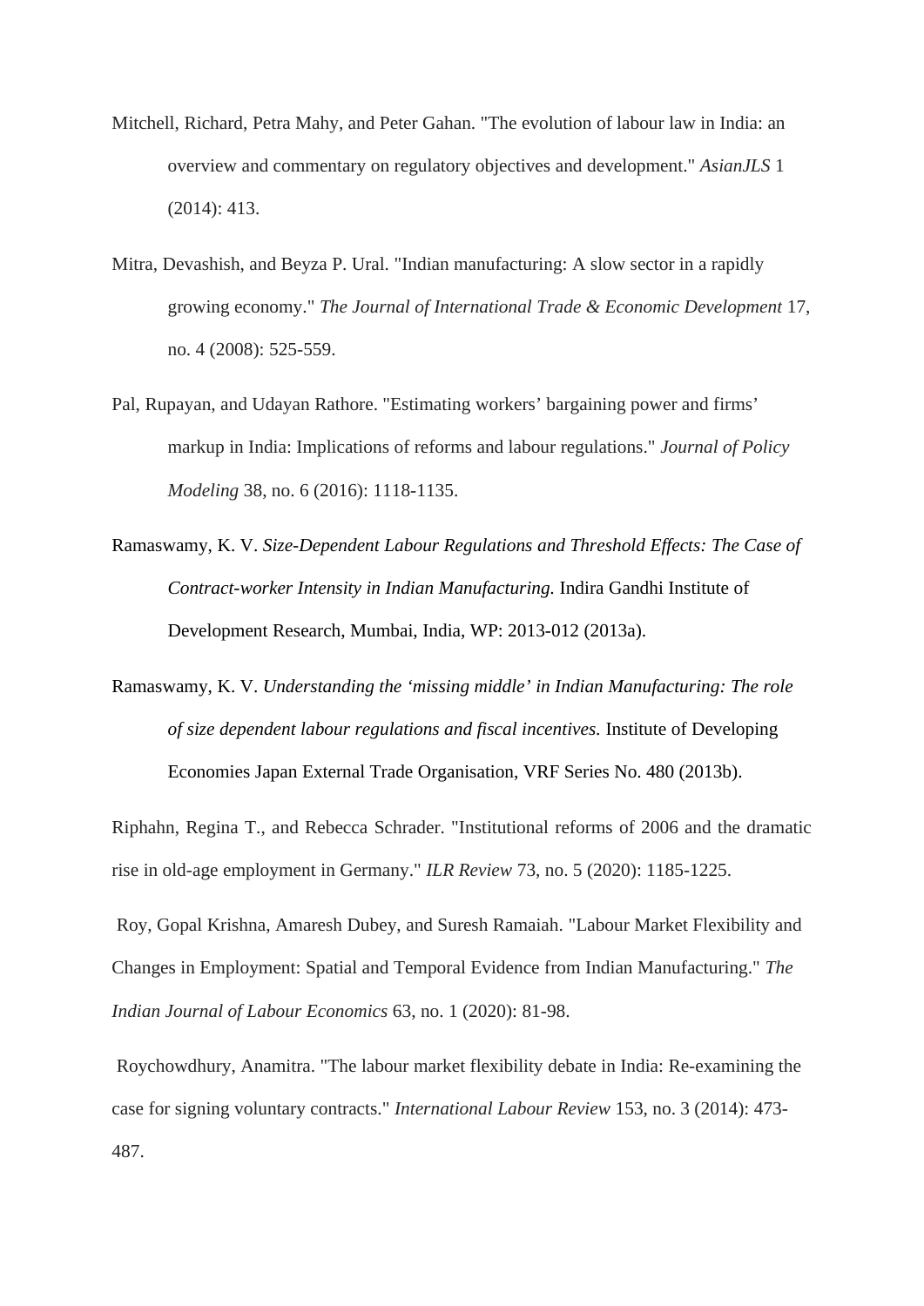Mitchell, Richard, Petra Mahy, and Peter Gahan. "The evolution of labour law in India: an overview and commentary on regulatory objectives and development." *AsianJLS* 1 (2014): 413.

Mitra, Devashish, and Beyza P. Ural. "Indian manufacturing: A slow sector in a rapidly growing economy." *The Journal of International Trade & Economic Development* 17, no. 4 (2008): 525-559.

Pal, Rupayan, and Udayan Rathore. "Estimating workers' bargaining power and firms' markup in India: Implications of reforms and labour regulations." *Journal of Policy Modeling* 38, no. 6 (2016): 1118-1135.

Ramaswamy, K. V. *Size-Dependent Labour Regulations and Threshold Effects: The Case of Contract-worker Intensity in Indian Manufacturing.* Indira Gandhi Institute of Development Research, Mumbai, India, WP: 2013-012 (2013a).

Ramaswamy, K. V. *Understanding the 'missing middle' in Indian Manufacturing: The role of size dependent labour regulations and fiscal incentives.* Institute of Developing Economies Japan External Trade Organisation, VRF Series No. 480 (2013b).

Riphahn, Regina T., and Rebecca Schrader. "Institutional reforms of 2006 and the dramatic rise in old-age employment in Germany." *ILR Review* 73, no. 5 (2020): 1185-1225.

Roy, Gopal Krishna, Amaresh Dubey, and Suresh Ramaiah. "Labour Market Flexibility and Changes in Employment: Spatial and Temporal Evidence from Indian Manufacturing." *The Indian Journal of Labour Economics* 63, no. 1 (2020): 81-98.

Roychowdhury, Anamitra. "The labour market flexibility debate in India: Re-examining the case for signing voluntary contracts." *International Labour Review* 153, no. 3 (2014): 473-487.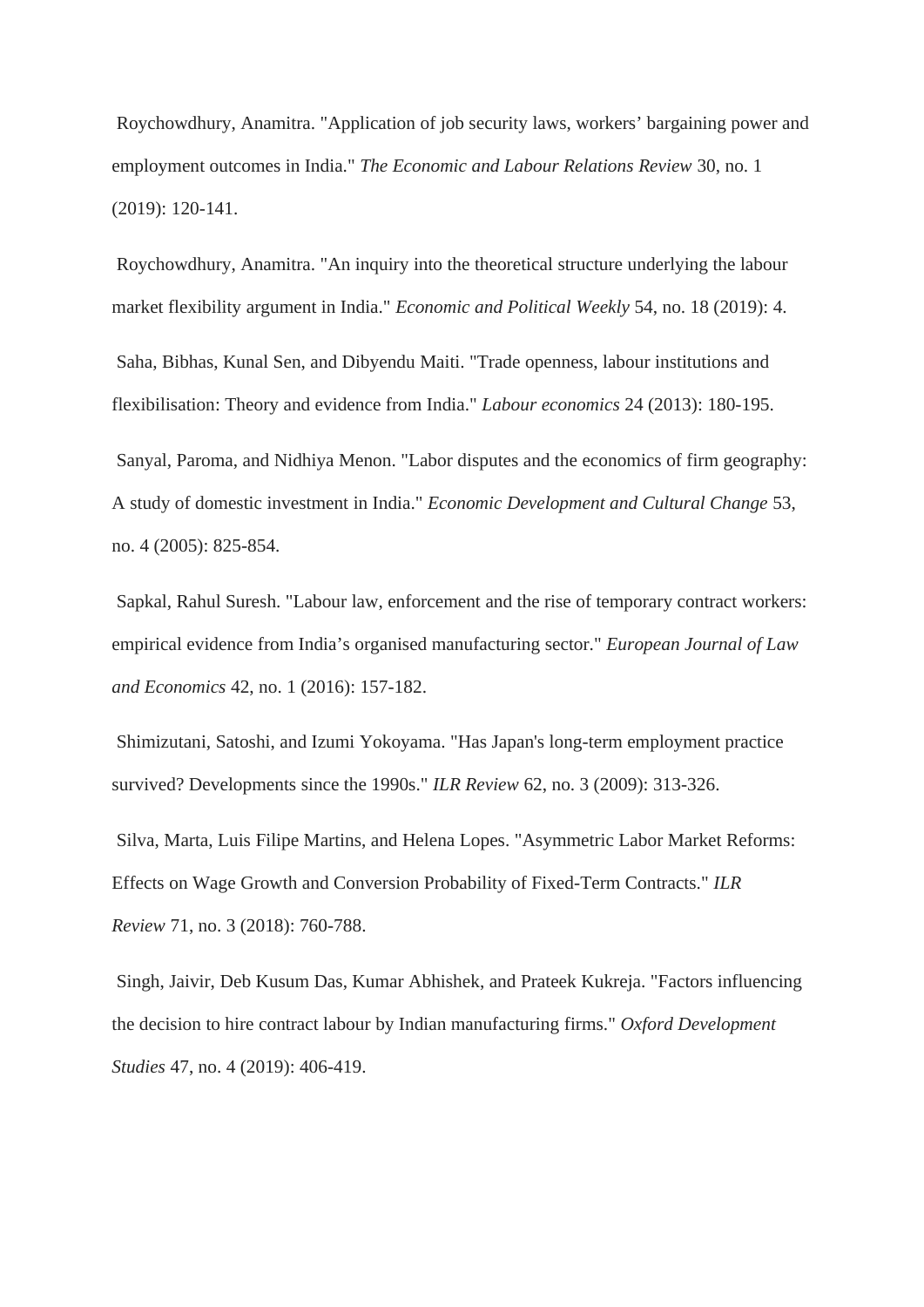Roychowdhury, Anamitra. "Application of job security laws, workers' bargaining power and employment outcomes in India." *The Economic and Labour Relations Review* 30, no. 1 (2019): 120-141.

Roychowdhury, Anamitra. "An inquiry into the theoretical structure underlying the labour market flexibility argument in India." *Economic and Political Weekly* 54, no. 18 (2019): 4.

Saha, Bibhas, Kunal Sen, and Dibyendu Maiti. "Trade openness, labour institutions and flexibilisation: Theory and evidence from India." *Labour economics* 24 (2013): 180-195.

Sanyal, Paroma, and Nidhiya Menon. "Labor disputes and the economics of firm geography: A study of domestic investment in India." *Economic Development and Cultural Change* 53, no. 4 (2005): 825-854.

Sapkal, Rahul Suresh. "Labour law, enforcement and the rise of temporary contract workers: empirical evidence from India's organised manufacturing sector." *European Journal of Law and Economics* 42, no. 1 (2016): 157-182.

Shimizutani, Satoshi, and Izumi Yokoyama. "Has Japan's long-term employment practice survived? Developments since the 1990s." *ILR Review* 62, no. 3 (2009): 313-326.

Silva, Marta, Luis Filipe Martins, and Helena Lopes. "Asymmetric Labor Market Reforms: Effects on Wage Growth and Conversion Probability of Fixed-Term Contracts." *ILR Review* 71, no. 3 (2018): 760-788.

Singh, Jaivir, Deb Kusum Das, Kumar Abhishek, and Prateek Kukreja. "Factors influencing the decision to hire contract labour by Indian manufacturing firms." *Oxford Development Studies* 47, no. 4 (2019): 406-419.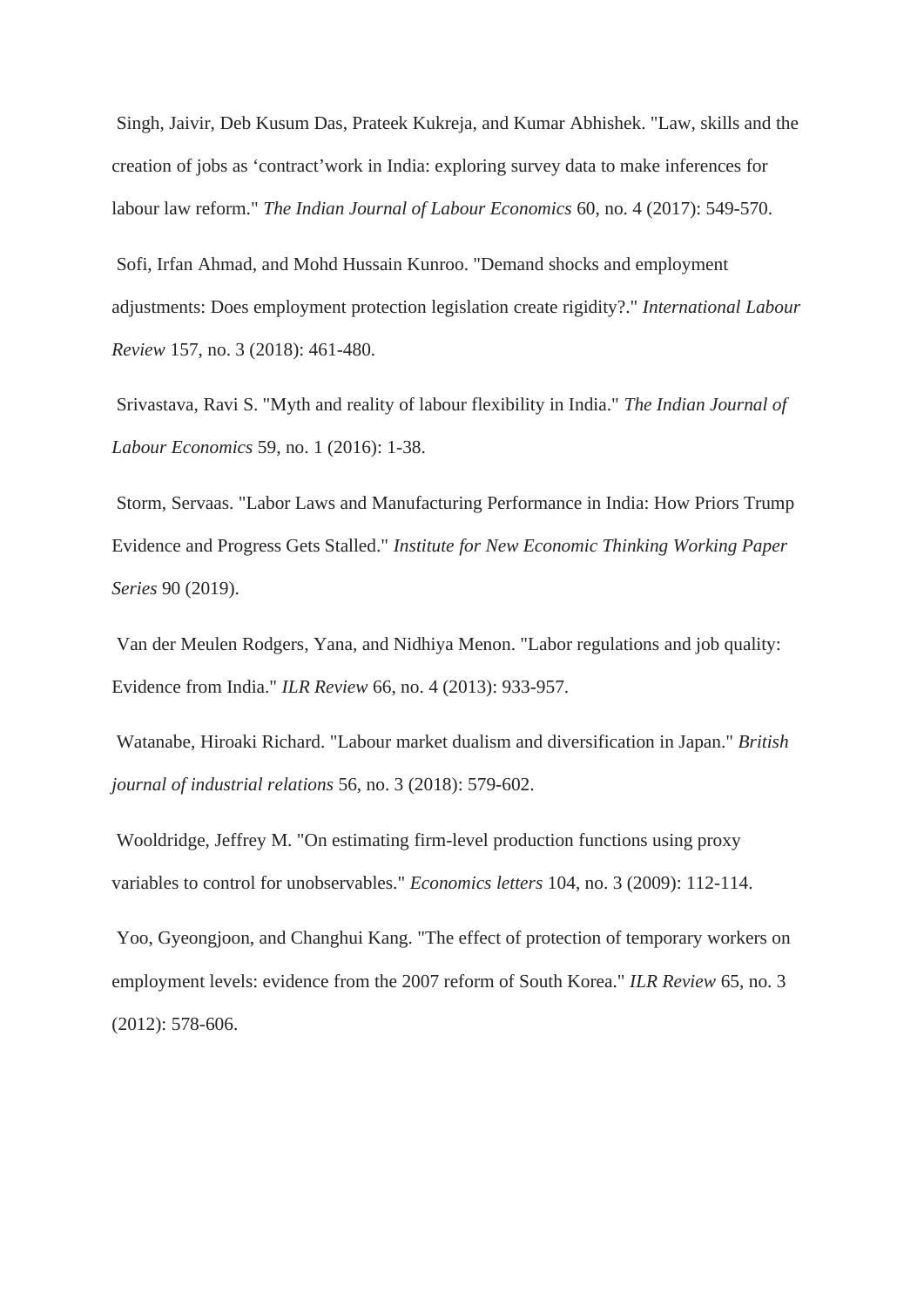Singh, Jaivir, Deb Kusum Das, Prateek Kukreja, and Kumar Abhishek. "Law, skills and the creation of jobs as ‘contract’work in India: exploring survey data to make inferences for labour law reform." *The Indian Journal of Labour Economics* 60, no. 4 (2017): 549-570.

Sofi, Irfan Ahmad, and Mohd Hussain Kunroo. "Demand shocks and employment adjustments: Does employment protection legislation create rigidity?." *International Labour Review* 157, no. 3 (2018): 461-480.

Srivastava, Ravi S. "Myth and reality of labour flexibility in India." *The Indian Journal of Labour Economics* 59, no. 1 (2016): 1-38.

Storm, Servaas. "Labor Laws and Manufacturing Performance in India: How Priors Trump Evidence and Progress Gets Stalled." *Institute for New Economic Thinking Working Paper Series* 90 (2019).

Van der Meulen Rodgers, Yana, and Nidhiya Menon. "Labor regulations and job quality: Evidence from India." *ILR Review* 66, no. 4 (2013): 933-957.

Watanabe, Hiroaki Richard. "Labour market dualism and diversification in Japan." *British journal of industrial relations* 56, no. 3 (2018): 579-602.

Wooldridge, Jeffrey M. "On estimating firm-level production functions using proxy variables to control for unobservables." *Economics letters* 104, no. 3 (2009): 112-114.

Yoo, Gyeongjoon, and Changhui Kang. "The effect of protection of temporary workers on employment levels: evidence from the 2007 reform of South Korea." *ILR Review* 65, no. 3 (2012): 578-606.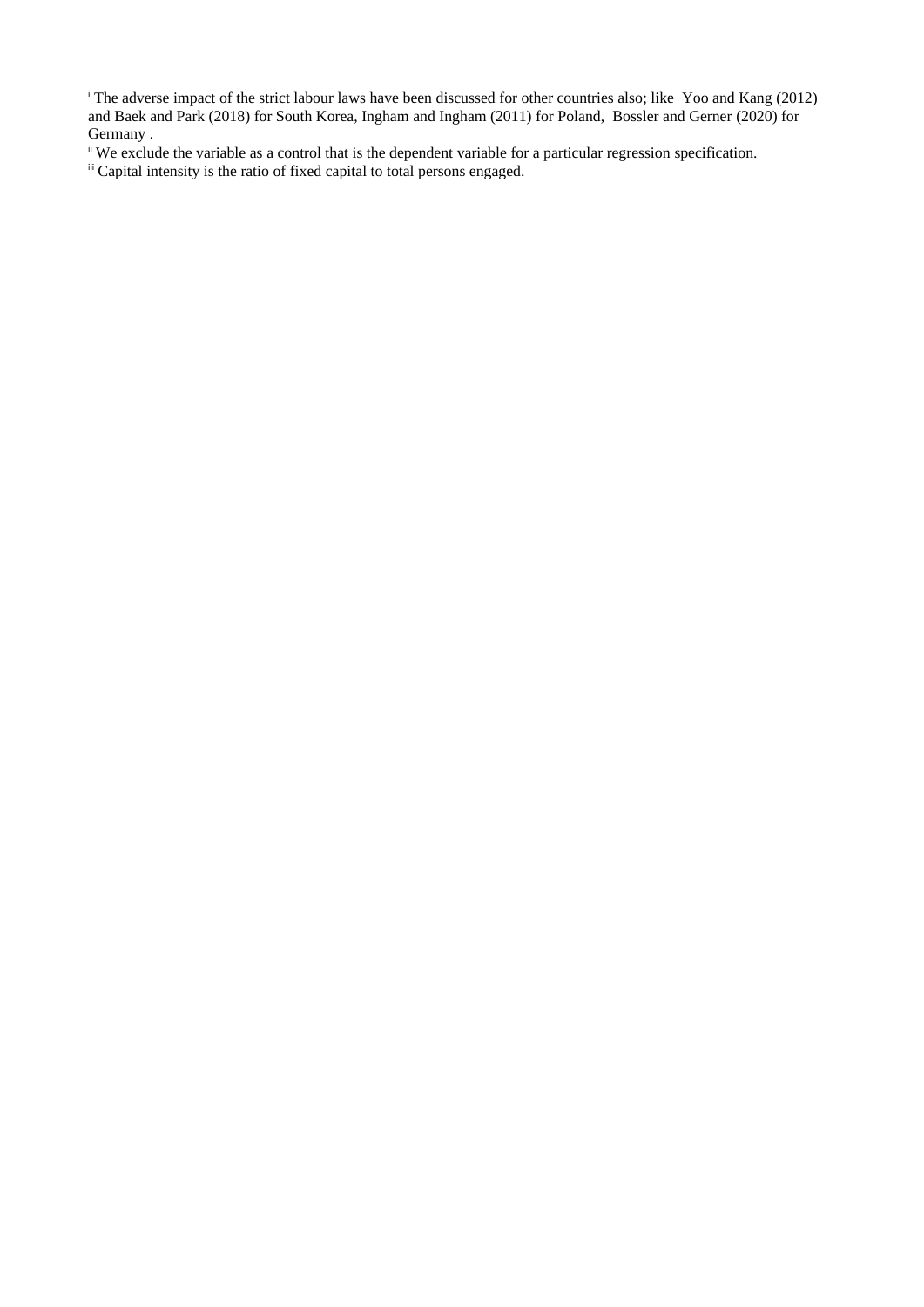[i] The adverse impact of the strict labour laws have been discussed for other countries also; like Yoo and Kang (2012) and Baek and Park (2018) for South Korea, Ingham and Ingham (2011) for Poland, Bossler and Gerner (2020) for Germany .

[ii] We exclude the variable as a control that is the dependent variable for a particular regression specification.

[iii] Capital intensity is the ratio of fixed capital to total persons engaged.